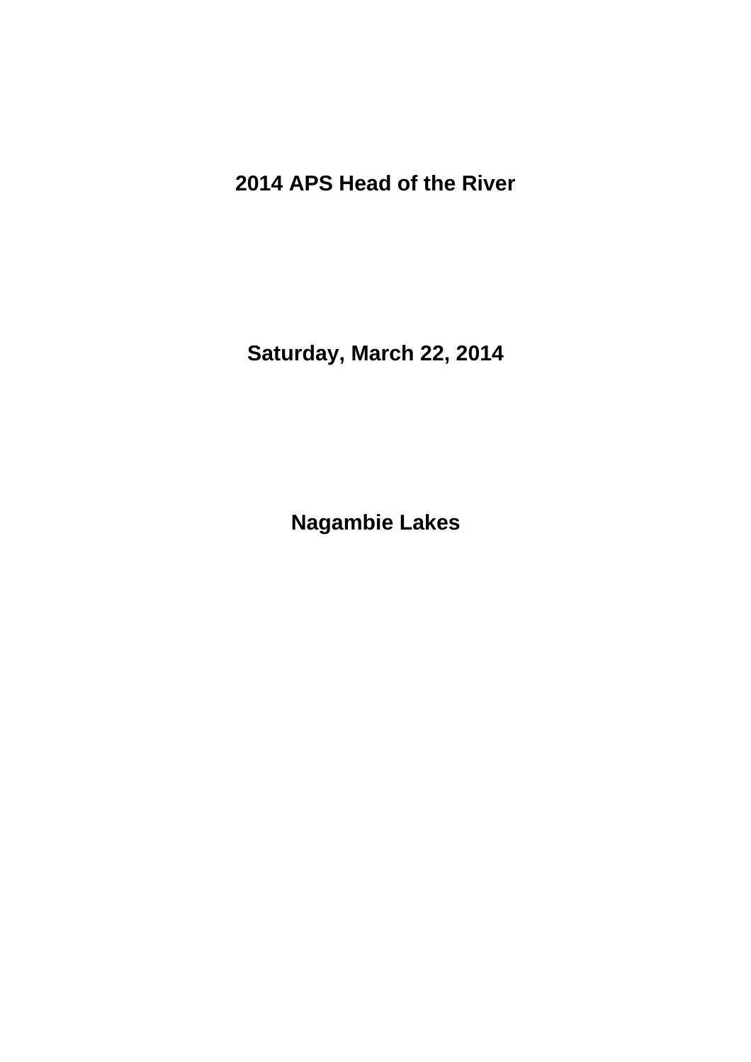# 2014 APS Head of the River

## Saturday, March 22, 2014

## Nagambie Lakes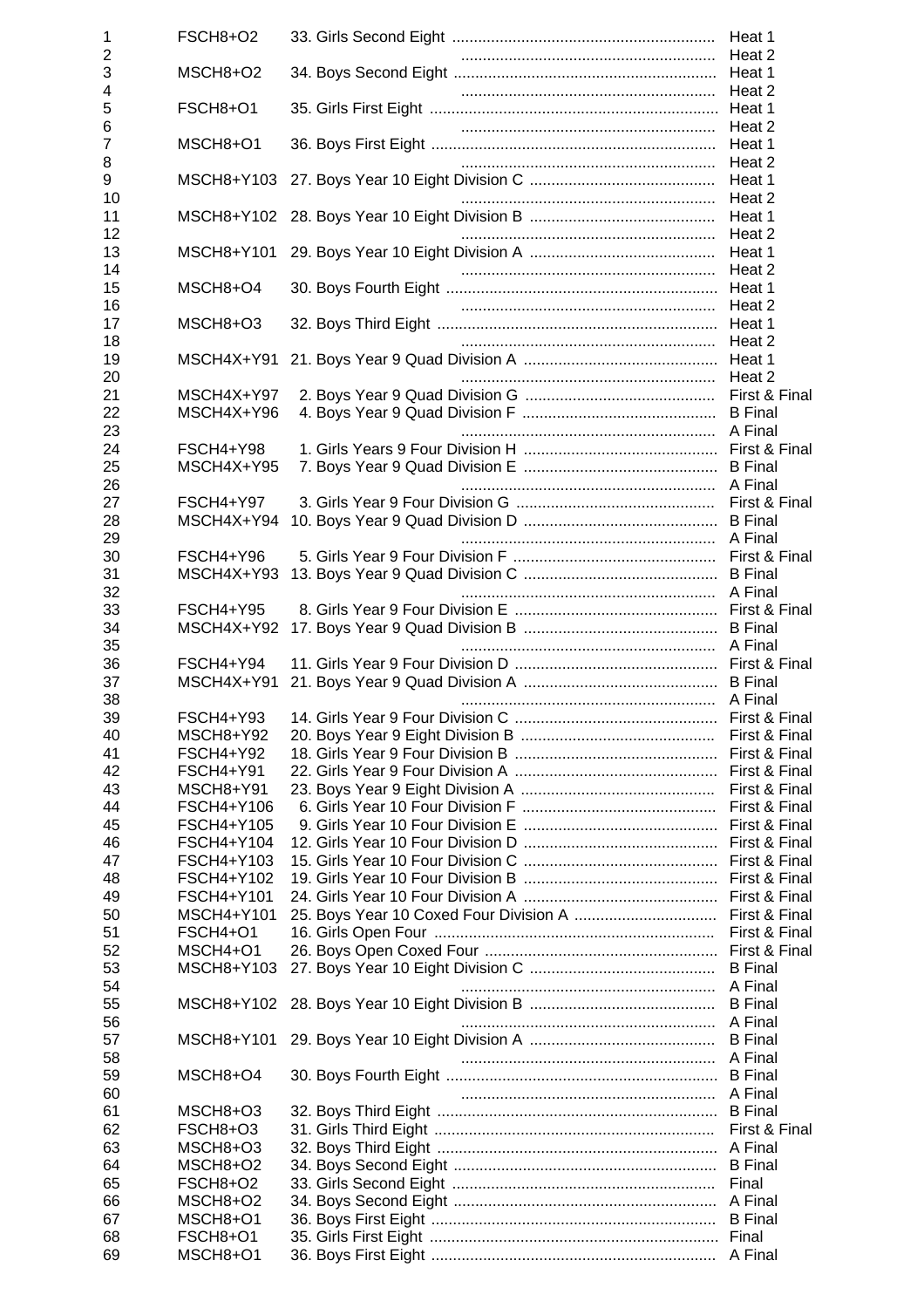| | | | |
|---|---|---|---|
| 1 | FSCH8+O2 | 33. Girls Second Eight | Heat 1 |
| 2 | | | Heat 2 |
| 3 | MSCH8+O2 | 34. Boys Second Eight | Heat 1 |
| 4 | | | Heat 2 |
| 5 | FSCH8+O1 | 35. Girls First Eight | Heat 1 |
| 6 | | | Heat 2 |
| 7 | MSCH8+O1 | 36. Boys First Eight | Heat 1 |
| 8 | | | Heat 2 |
| 9 | MSCH8+Y103 | 27. Boys Year 10 Eight Division C | Heat 1 |
| 10 | | | Heat 2 |
| 11 | MSCH8+Y102 | 28. Boys Year 10 Eight Division B | Heat 1 |
| 12 | | | Heat 2 |
| 13 | MSCH8+Y101 | 29. Boys Year 10 Eight Division A | Heat 1 |
| 14 | | | Heat 2 |
| 15 | MSCH8+O4 | 30. Boys Fourth Eight | Heat 1 |
| 16 | | | Heat 2 |
| 17 | MSCH8+O3 | 32. Boys Third Eight | Heat 1 |
| 18 | | | Heat 2 |
| 19 | MSCH4X+Y91 | 21. Boys Year 9 Quad Division A | Heat 1 |
| 20 | | | Heat 2 |
| 21 | MSCH4X+Y97 | 2. Boys Year 9 Quad Division G | First & Final |
| 22 | MSCH4X+Y96 | 4. Boys Year 9 Quad Division F | B Final |
| 23 | | | A Final |
| 24 | FSCH4+Y98 | 1. Girls Years 9 Four Division H | First & Final |
| 25 | MSCH4X+Y95 | 7. Boys Year 9 Quad Division E | B Final |
| 26 | | | A Final |
| 27 | FSCH4+Y97 | 3. Girls Year 9 Four Division G | First & Final |
| 28 | MSCH4X+Y94 | 10. Boys Year 9 Quad Division D | B Final |
| 29 | | | A Final |
| 30 | FSCH4+Y96 | 5. Girls Year 9 Four Division F | First & Final |
| 31 | MSCH4X+Y93 | 13. Boys Year 9 Quad Division C | B Final |
| 32 | | | A Final |
| 33 | FSCH4+Y95 | 8. Girls Year 9 Four Division E | First & Final |
| 34 | MSCH4X+Y92 | 17. Boys Year 9 Quad Division B | B Final |
| 35 | | | A Final |
| 36 | FSCH4+Y94 | 11. Girls Year 9 Four Division D | First & Final |
| 37 | MSCH4X+Y91 | 21. Boys Year 9 Quad Division A | B Final |
| 38 | | | A Final |
| 39 | FSCH4+Y93 | 14. Girls Year 9 Four Division C | First & Final |
| 40 | MSCH8+Y92 | 20. Boys Year 9 Eight Division B | First & Final |
| 41 | FSCH4+Y92 | 18. Girls Year 9 Four Division B | First & Final |
| 42 | FSCH4+Y91 | 22. Girls Year 9 Four Division A | First & Final |
| 43 | MSCH8+Y91 | 23. Boys Year 9 Eight Division A | First & Final |
| 44 | FSCH4+Y106 | 6. Girls Year 10 Four Division F | First & Final |
| 45 | FSCH4+Y105 | 9. Girls Year 10 Four Division E | First & Final |
| 46 | FSCH4+Y104 | 12. Girls Year 10 Four Division D | First & Final |
| 47 | FSCH4+Y103 | 15. Girls Year 10 Four Division C | First & Final |
| 48 | FSCH4+Y102 | 19. Girls Year 10 Four Division B | First & Final |
| 49 | FSCH4+Y101 | 24. Girls Year 10 Four Division A | First & Final |
| 50 | MSCH4+Y101 | 25. Boys Year 10 Coxed Four Division A | First & Final |
| 51 | FSCH4+O1 | 16. Girls Open Four | First & Final |
| 52 | MSCH4+O1 | 26. Boys Open Coxed Four | First & Final |
| 53 | MSCH8+Y103 | 27. Boys Year 10 Eight Division C | B Final |
| 54 | | | A Final |
| 55 | MSCH8+Y102 | 28. Boys Year 10 Eight Division B | B Final |
| 56 | | | A Final |
| 57 | MSCH8+Y101 | 29. Boys Year 10 Eight Division A | B Final |
| 58 | | | A Final |
| 59 | MSCH8+O4 | 30. Boys Fourth Eight | B Final |
| 60 | | | A Final |
| 61 | MSCH8+O3 | 32. Boys Third Eight | B Final |
| 62 | FSCH8+O3 | 31. Girls Third Eight | First & Final |
| 63 | MSCH8+O3 | 32. Boys Third Eight | A Final |
| 64 | MSCH8+O2 | 34. Boys Second Eight | B Final |
| 65 | FSCH8+O2 | 33. Girls Second Eight | Final |
| 66 | MSCH8+O2 | 34. Boys Second Eight | A Final |
| 67 | MSCH8+O1 | 36. Boys First Eight | B Final |
| 68 | FSCH8+O1 | 35. Girls First Eight | Final |
| 69 | MSCH8+O1 | 36. Boys First Eight | A Final |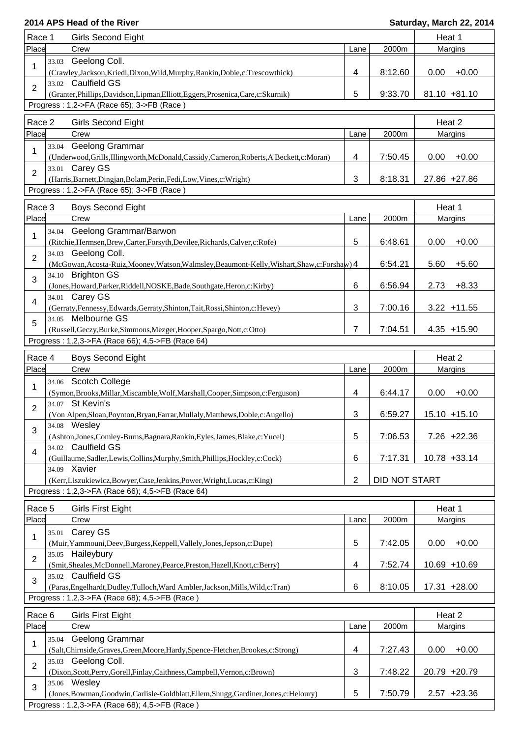**2014 APS Head of the River** **Saturday, March 22, 2014**

### Race 1 — Girls Second Eight — Heat 1

| Place | Crew | Lane | 2000m | Margins | |
|---|---|---|---|---|---|
| 1 | 33.03 Geelong Coll. (Crawley,Jackson,Kriedl,Dixon,Wild,Murphy,Rankin,Dobie,c:Trescowthick) | 4 | 8:12.60 | 0.00 | +0.00 |
| 2 | 33.02 Caulfield GS (Granter,Phillips,Davidson,Lipman,Elliott,Eggers,Prosenica,Care,c:Skurnik) | 5 | 9:33.70 | 81.10 | +81.10 |

Progress : 1,2->FA (Race 65); 3->FB (Race )

### Race 2 — Girls Second Eight — Heat 2

| Place | Crew | Lane | 2000m | Margins | |
|---|---|---|---|---|---|
| 1 | 33.04 Geelong Grammar (Underwood,Grills,Illingworth,McDonald,Cassidy,Cameron,Roberts,A'Beckett,c:Moran) | 4 | 7:50.45 | 0.00 | +0.00 |
| 2 | 33.01 Carey GS (Harris,Barnett,Dingjan,Bolam,Perin,Fedi,Low,Vines,c:Wright) | 3 | 8:18.31 | 27.86 | +27.86 |

Progress : 1,2->FA (Race 65); 3->FB (Race )

### Race 3 — Boys Second Eight — Heat 1

| Place | Crew | Lane | 2000m | Margins | |
|---|---|---|---|---|---|
| 1 | 34.04 Geelong Grammar/Barwon (Ritchie,Hermsen,Brew,Carter,Forsyth,Devilee,Richards,Calver,c:Rofe) | 5 | 6:48.61 | 0.00 | +0.00 |
| 2 | 34.03 Geelong Coll. (McGowan,Acosta-Ruiz,Mooney,Watson,Walmsley,Beaumont-Kelly,Wishart,Shaw,c:Forshaw) | 4 | 6:54.21 | 5.60 | +5.60 |
| 3 | 34.10 Brighton GS (Jones,Howard,Parker,Riddell,NOSKE,Bade,Southgate,Heron,c:Kirby) | 6 | 6:56.94 | 2.73 | +8.33 |
| 4 | 34.01 Carey GS (Gerraty,Fennessy,Edwards,Gerraty,Shinton,Tait,Rossi,Shinton,c:Hevey) | 3 | 7:00.16 | 3.22 | +11.55 |
| 5 | 34.05 Melbourne GS (Russell,Geczy,Burke,Simmons,Mezger,Hooper,Spargo,Nott,c:Otto) | 7 | 7:04.51 | 4.35 | +15.90 |

Progress : 1,2,3->FA (Race 66); 4,5->FB (Race 64)

### Race 4 — Boys Second Eight — Heat 2

| Place | Crew | Lane | 2000m | Margins | |
|---|---|---|---|---|---|
| 1 | 34.06 Scotch College (Symon,Brooks,Millar,Miscamble,Wolf,Marshall,Cooper,Simpson,c:Ferguson) | 4 | 6:44.17 | 0.00 | +0.00 |
| 2 | 34.07 St Kevin's (Von Alpen,Sloan,Poynton,Bryan,Farrar,Mullaly,Matthews,Doble,c:Augello) | 3 | 6:59.27 | 15.10 | +15.10 |
| 3 | 34.08 Wesley (Ashton,Jones,Comley-Burns,Bagnara,Rankin,Eyles,James,Blake,c:Yucel) | 5 | 7:06.53 | 7.26 | +22.36 |
| 4 | 34.02 Caulfield GS (Guillaume,Sadler,Lewis,Collins,Murphy,Smith,Phillips,Hockley,c:Cock) | 6 | 7:17.31 | 10.78 | +33.14 |
| | 34.09 Xavier (Kerr,Liszukiewicz,Bowyer,Case,Jenkins,Power,Wright,Lucas,c:King) | 2 | DID NOT START | | |

Progress : 1,2,3->FA (Race 66); 4,5->FB (Race 64)

### Race 5 — Girls First Eight — Heat 1

| Place | Crew | Lane | 2000m | Margins | |
|---|---|---|---|---|---|
| 1 | 35.01 Carey GS (Muir,Yammouni,Deev,Burgess,Keppell,Vallely,Jones,Jepson,c:Dupe) | 5 | 7:42.05 | 0.00 | +0.00 |
| 2 | 35.05 Haileybury (Smit,Sheales,McDonnell,Maroney,Pearce,Preston,Hazell,Knott,c:Berry) | 4 | 7:52.74 | 10.69 | +10.69 |
| 3 | 35.02 Caulfield GS (Paras,Engelhardt,Dudley,Tulloch,Ward Ambler,Jackson,Mills,Wild,c:Tran) | 6 | 8:10.05 | 17.31 | +28.00 |

Progress : 1,2,3->FA (Race 68); 4,5->FB (Race )

### Race 6 — Girls First Eight — Heat 2

| Place | Crew | Lane | 2000m | Margins | |
|---|---|---|---|---|---|
| 1 | 35.04 Geelong Grammar (Salt,Chirnside,Graves,Green,Moore,Hardy,Spence-Fletcher,Brookes,c:Strong) | 4 | 7:27.43 | 0.00 | +0.00 |
| 2 | 35.03 Geelong Coll. (Dixon,Scott,Perry,Gorell,Finlay,Caithness,Campbell,Vernon,c:Brown) | 3 | 7:48.22 | 20.79 | +20.79 |
| 3 | 35.06 Wesley (Jones,Bowman,Goodwin,Carlisle-Goldblatt,Ellem,Shugg,Gardiner,Jones,c:Heloury) | 5 | 7:50.79 | 2.57 | +23.36 |

Progress : 1,2,3->FA (Race 68); 4,5->FB (Race )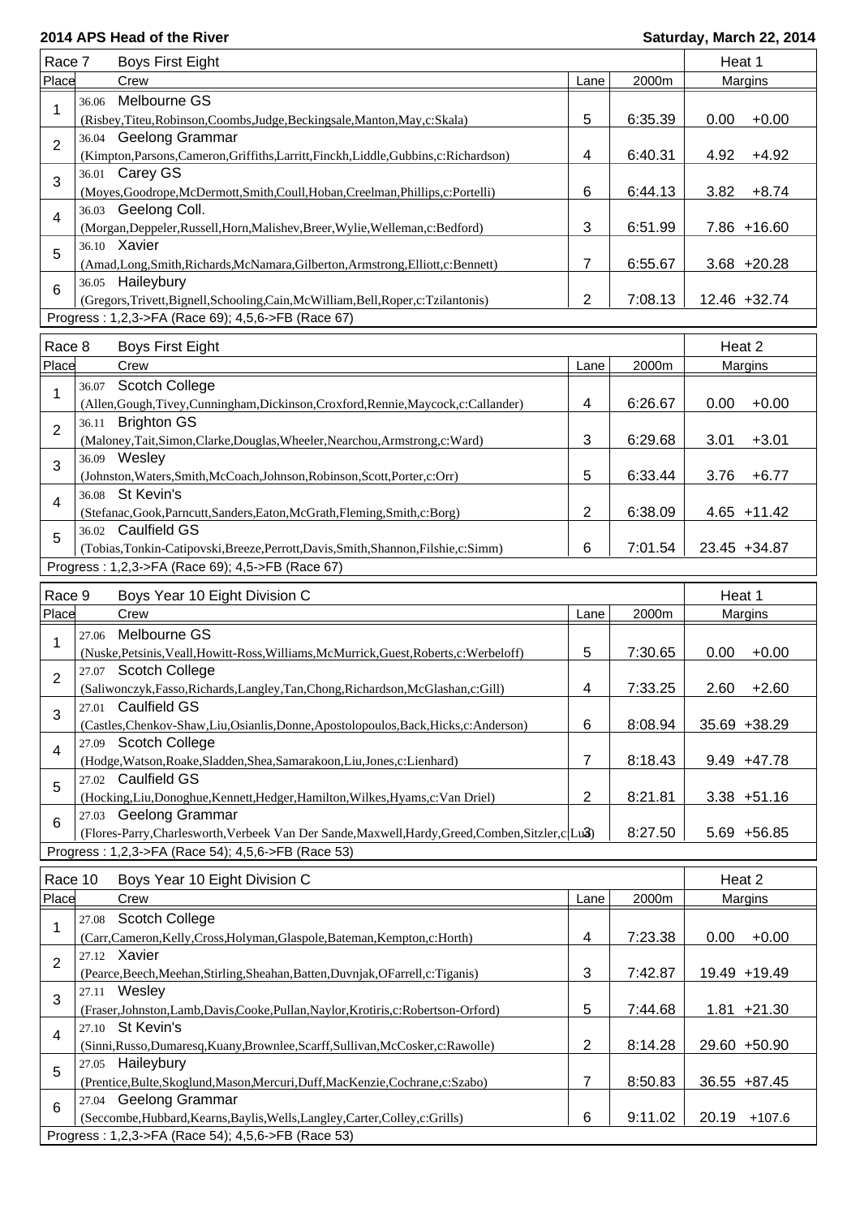**2014 APS Head of the River** — **Saturday, March 22, 2014**

## Race 7 — Boys First Eight — Heat 1

| Place | Crew | Lane | 2000m | Margins | |
|---|---|---|---|---|---|
| 1 | 36.06 Melbourne GS (Risbey,Titeu,Robinson,Coombs,Judge,Beckingsale,Manton,May,c:Skala) | 5 | 6:35.39 | 0.00 | +0.00 |
| 2 | 36.04 Geelong Grammar (Kimpton,Parsons,Cameron,Griffiths,Larritt,Finckh,Liddle,Gubbins,c:Richardson) | 4 | 6:40.31 | 4.92 | +4.92 |
| 3 | 36.01 Carey GS (Moyes,Goodrope,McDermott,Smith,Coull,Hoban,Creelman,Phillips,c:Portelli) | 6 | 6:44.13 | 3.82 | +8.74 |
| 4 | 36.03 Geelong Coll. (Morgan,Deppeler,Russell,Horn,Malishev,Breer,Wylie,Welleman,c:Bedford) | 3 | 6:51.99 | 7.86 | +16.60 |
| 5 | 36.10 Xavier (Amad,Long,Smith,Richards,McNamara,Gilberton,Armstrong,Elliott,c:Bennett) | 7 | 6:55.67 | 3.68 | +20.28 |
| 6 | 36.05 Haileybury (Gregors,Trivett,Bignell,Schooling,Cain,McWilliam,Bell,Roper,c:Tzilantonis) | 2 | 7:08.13 | 12.46 | +32.74 |

Progress : 1,2,3->FA (Race 69); 4,5,6->FB (Race 67)

## Race 8 — Boys First Eight — Heat 2

| Place | Crew | Lane | 2000m | Margins | |
|---|---|---|---|---|---|
| 1 | 36.07 Scotch College (Allen,Gough,Tivey,Cunningham,Dickinson,Croxford,Rennie,Maycock,c:Callander) | 4 | 6:26.67 | 0.00 | +0.00 |
| 2 | 36.11 Brighton GS (Maloney,Tait,Simon,Clarke,Douglas,Wheeler,Nearchou,Armstrong,c:Ward) | 3 | 6:29.68 | 3.01 | +3.01 |
| 3 | 36.09 Wesley (Johnston,Waters,Smith,McCoach,Johnson,Robinson,Scott,Porter,c:Orr) | 5 | 6:33.44 | 3.76 | +6.77 |
| 4 | 36.08 St Kevin's (Stefanac,Gook,Parncutt,Sanders,Eaton,McGrath,Fleming,Smith,c:Borg) | 2 | 6:38.09 | 4.65 | +11.42 |
| 5 | 36.02 Caulfield GS (Tobias,Tonkin-Catipovski,Breeze,Perrott,Davis,Smith,Shannon,Filshie,c:Simm) | 6 | 7:01.54 | 23.45 | +34.87 |

Progress : 1,2,3->FA (Race 69); 4,5->FB (Race 67)

## Race 9 — Boys Year 10 Eight Division C — Heat 1

| Place | Crew | Lane | 2000m | Margins | |
|---|---|---|---|---|---|
| 1 | 27.06 Melbourne GS (Nuske,Petsinis,Veall,Howitt-Ross,Williams,McMurrick,Guest,Roberts,c:Werbeloff) | 5 | 7:30.65 | 0.00 | +0.00 |
| 2 | 27.07 Scotch College (Saliwonczyk,Fasso,Richards,Langley,Tan,Chong,Richardson,McGlashan,c:Gill) | 4 | 7:33.25 | 2.60 | +2.60 |
| 3 | 27.01 Caulfield GS (Castles,Chenkov-Shaw,Liu,Osianlis,Donne,Apostolopoulos,Back,Hicks,c:Anderson) | 6 | 8:08.94 | 35.69 | +38.29 |
| 4 | 27.09 Scotch College (Hodge,Watson,Roake,Sladden,Shea,Samarakoon,Liu,Jones,c:Lienhard) | 7 | 8:18.43 | 9.49 | +47.78 |
| 5 | 27.02 Caulfield GS (Hocking,Liu,Donoghue,Kennett,Hedger,Hamilton,Wilkes,Hyams,c:Van Driel) | 2 | 8:21.81 | 3.38 | +51.16 |
| 6 | 27.03 Geelong Grammar (Flores-Parry,Charlesworth,Verbeek Van Der Sande,Maxwell,Hardy,Greed,Comben,Sitzler,c:Lu) | 3 | 8:27.50 | 5.69 | +56.85 |

Progress : 1,2,3->FA (Race 54); 4,5,6->FB (Race 53)

## Race 10 — Boys Year 10 Eight Division C — Heat 2

| Place | Crew | Lane | 2000m | Margins | |
|---|---|---|---|---|---|
| 1 | 27.08 Scotch College (Carr,Cameron,Kelly,Cross,Holyman,Glaspole,Bateman,Kempton,c:Horth) | 4 | 7:23.38 | 0.00 | +0.00 |
| 2 | 27.12 Xavier (Pearce,Beech,Meehan,Stirling,Sheahan,Batten,Duvnjak,OFarrell,c:Tiganis) | 3 | 7:42.87 | 19.49 | +19.49 |
| 3 | 27.11 Wesley (Fraser,Johnston,Lamb,Davis,Cooke,Pullan,Naylor,Krotiris,c:Robertson-Orford) | 5 | 7:44.68 | 1.81 | +21.30 |
| 4 | 27.10 St Kevin's (Sinni,Russo,Dumaresq,Kuany,Brownlee,Scarff,Sullivan,McCosker,c:Rawolle) | 2 | 8:14.28 | 29.60 | +50.90 |
| 5 | 27.05 Haileybury (Prentice,Bulte,Skoglund,Mason,Mercuri,Duff,MacKenzie,Cochrane,c:Szabo) | 7 | 8:50.83 | 36.55 | +87.45 |
| 6 | 27.04 Geelong Grammar (Seccombe,Hubbard,Kearns,Baylis,Wells,Langley,Carter,Colley,c:Grills) | 6 | 9:11.02 | 20.19 | +107.6 |

Progress : 1,2,3->FA (Race 54); 4,5,6->FB (Race 53)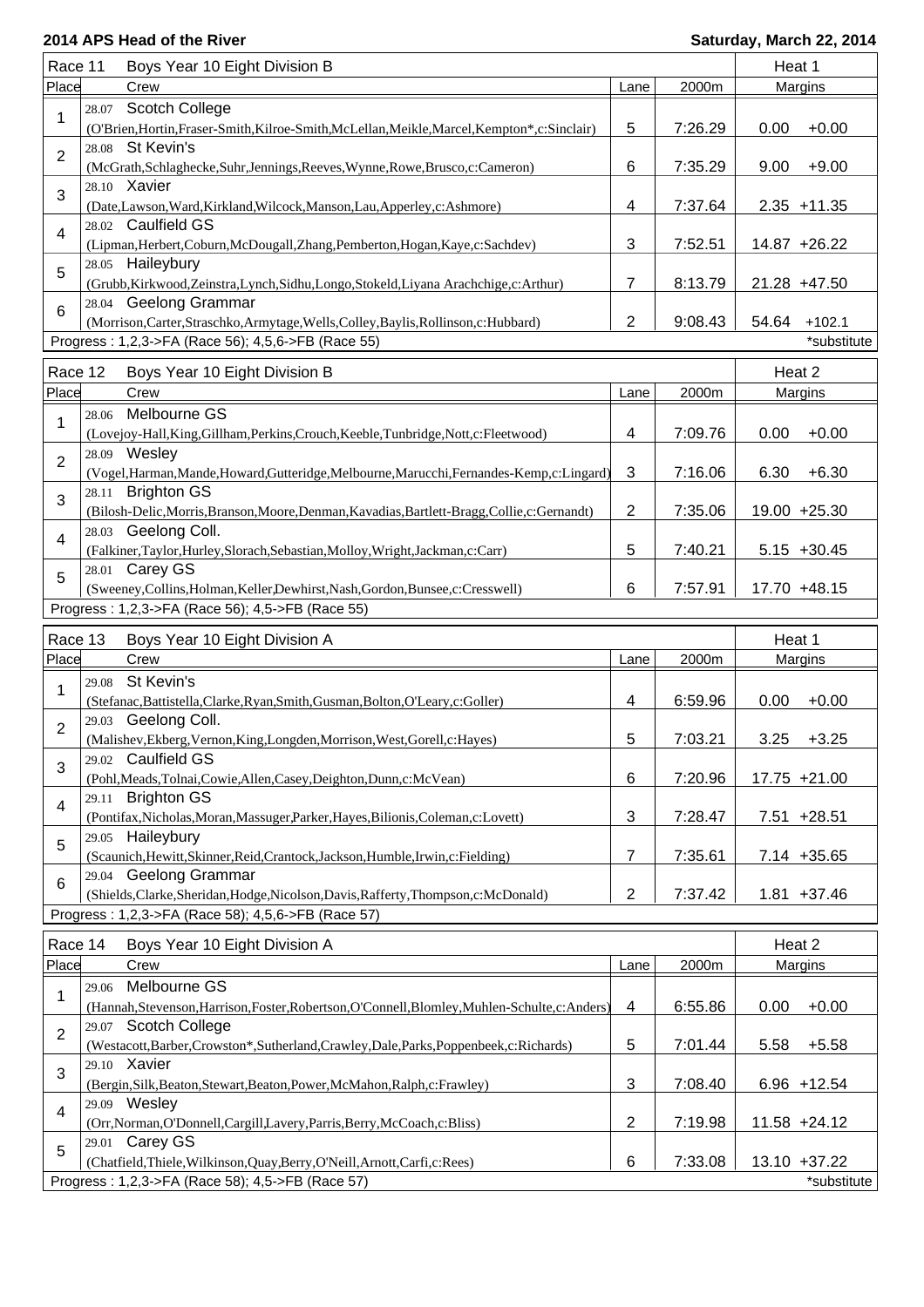**2014 APS Head of the River** — **Saturday, March 22, 2014**

| Race 11 | Boys Year 10 Eight Division B | | | Heat 1 |
|---|---|---|---|---|
| Place | Crew | Lane | 2000m | Margins |
| 1 | 28.07 Scotch College (O'Brien,Hortin,Fraser-Smith,Kilroe-Smith,McLellan,Meikle,Marcel,Kempton*,c:Sinclair) | 5 | 7:26.29 | 0.00 +0.00 |
| 2 | 28.08 St Kevin's (McGrath,Schlaghecke,Suhr,Jennings,Reeves,Wynne,Rowe,Brusco,c:Cameron) | 6 | 7:35.29 | 9.00 +9.00 |
| 3 | 28.10 Xavier (Date,Lawson,Ward,Kirkland,Wilcock,Manson,Lau,Apperley,c:Ashmore) | 4 | 7:37.64 | 2.35 +11.35 |
| 4 | 28.02 Caulfield GS (Lipman,Herbert,Coburn,McDougall,Zhang,Pemberton,Hogan,Kaye,c:Sachdev) | 3 | 7:52.51 | 14.87 +26.22 |
| 5 | 28.05 Haileybury (Grubb,Kirkwood,Zeinstra,Lynch,Sidhu,Longo,Stokeld,Liyana Arachchige,c:Arthur) | 7 | 8:13.79 | 21.28 +47.50 |
| 6 | 28.04 Geelong Grammar (Morrison,Carter,Straschko,Armytage,Wells,Colley,Baylis,Rollinson,c:Hubbard) | 2 | 9:08.43 | 54.64 +102.1 |

Progress : 1,2,3->FA (Race 56); 4,5,6->FB (Race 55) — *substitute

| Race 12 | Boys Year 10 Eight Division B | | | Heat 2 |
|---|---|---|---|---|
| Place | Crew | Lane | 2000m | Margins |
| 1 | 28.06 Melbourne GS (Lovejoy-Hall,King,Gillham,Perkins,Crouch,Keeble,Tunbridge,Nott,c:Fleetwood) | 4 | 7:09.76 | 0.00 +0.00 |
| 2 | 28.09 Wesley (Vogel,Harman,Mande,Howard,Gutteridge,Melbourne,Marucchi,Fernandes-Kemp,c:Lingard) | 3 | 7:16.06 | 6.30 +6.30 |
| 3 | 28.11 Brighton GS (Bilosh-Delic,Morris,Branson,Moore,Denman,Kavadias,Bartlett-Bragg,Collie,c:Gernandt) | 2 | 7:35.06 | 19.00 +25.30 |
| 4 | 28.03 Geelong Coll. (Falkiner,Taylor,Hurley,Slorach,Sebastian,Molloy,Wright,Jackman,c:Carr) | 5 | 7:40.21 | 5.15 +30.45 |
| 5 | 28.01 Carey GS (Sweeney,Collins,Holman,Keller,Dewhirst,Nash,Gordon,Bunsee,c:Cresswell) | 6 | 7:57.91 | 17.70 +48.15 |

Progress : 1,2,3->FA (Race 56); 4,5->FB (Race 55)

| Race 13 | Boys Year 10 Eight Division A | | | Heat 1 |
|---|---|---|---|---|
| Place | Crew | Lane | 2000m | Margins |
| 1 | 29.08 St Kevin's (Stefanac,Battistella,Clarke,Ryan,Smith,Gusman,Bolton,O'Leary,c:Goller) | 4 | 6:59.96 | 0.00 +0.00 |
| 2 | 29.03 Geelong Coll. (Malishev,Ekberg,Vernon,King,Longden,Morrison,West,Gorell,c:Hayes) | 5 | 7:03.21 | 3.25 +3.25 |
| 3 | 29.02 Caulfield GS (Pohl,Meads,Tolnai,Cowie,Allen,Casey,Deighton,Dunn,c:McVean) | 6 | 7:20.96 | 17.75 +21.00 |
| 4 | 29.11 Brighton GS (Pontifax,Nicholas,Moran,Massuger,Parker,Hayes,Bilionis,Coleman,c:Lovett) | 3 | 7:28.47 | 7.51 +28.51 |
| 5 | 29.05 Haileybury (Scaunich,Hewitt,Skinner,Reid,Crantock,Jackson,Humble,Irwin,c:Fielding) | 7 | 7:35.61 | 7.14 +35.65 |
| 6 | 29.04 Geelong Grammar (Shields,Clarke,Sheridan,Hodge,Nicolson,Davis,Rafferty,Thompson,c:McDonald) | 2 | 7:37.42 | 1.81 +37.46 |

Progress : 1,2,3->FA (Race 58); 4,5,6->FB (Race 57)

| Race 14 | Boys Year 10 Eight Division A | | | Heat 2 |
|---|---|---|---|---|
| Place | Crew | Lane | 2000m | Margins |
| 1 | 29.06 Melbourne GS (Hannah,Stevenson,Harrison,Foster,Robertson,O'Connell,Blomley,Muhlen-Schulte,c:Anders) | 4 | 6:55.86 | 0.00 +0.00 |
| 2 | 29.07 Scotch College (Westacott,Barber,Crowston*,Sutherland,Crawley,Dale,Parks,Poppenbeek,c:Richards) | 5 | 7:01.44 | 5.58 +5.58 |
| 3 | 29.10 Xavier (Bergin,Silk,Beaton,Stewart,Beaton,Power,McMahon,Ralph,c:Frawley) | 3 | 7:08.40 | 6.96 +12.54 |
| 4 | 29.09 Wesley (Orr,Norman,O'Donnell,Cargill,Lavery,Parris,Berry,McCoach,c:Bliss) | 2 | 7:19.98 | 11.58 +24.12 |
| 5 | 29.01 Carey GS (Chatfield,Thiele,Wilkinson,Quay,Berry,O'Neill,Arnott,Carfi,c:Rees) | 6 | 7:33.08 | 13.10 +37.22 |

Progress : 1,2,3->FA (Race 58); 4,5->FB (Race 57) — *substitute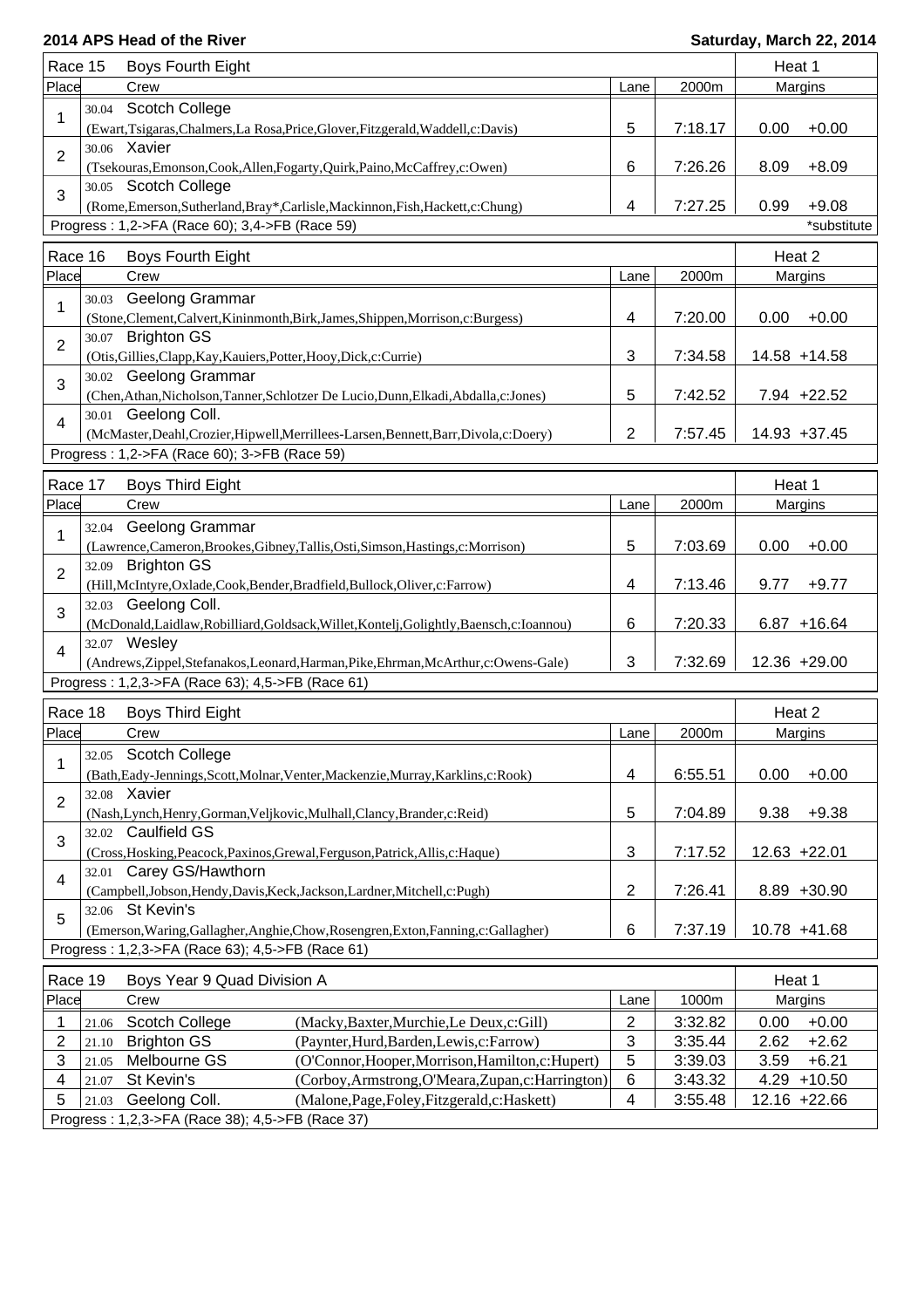**2014 APS Head of the River** — **Saturday, March 22, 2014**

## Race 15 — Boys Fourth Eight — Heat 1

| Place | Crew | Lane | 2000m | Margins | |
|---|---|---|---|---|---|
| 1 | 30.04 Scotch College (Ewart,Tsigaras,Chalmers,La Rosa,Price,Glover,Fitzgerald,Waddell,c:Davis) | 5 | 7:18.17 | 0.00 | +0.00 |
| 2 | 30.06 Xavier (Tsekouras,Emonson,Cook,Allen,Fogarty,Quirk,Paino,McCaffrey,c:Owen) | 6 | 7:26.26 | 8.09 | +8.09 |
| 3 | 30.05 Scotch College (Rome,Emerson,Sutherland,Bray*,Carlisle,Mackinnon,Fish,Hackett,c:Chung) | 4 | 7:27.25 | 0.99 | +9.08 |

Progress : 1,2->FA (Race 60); 3,4->FB (Race 59) — *substitute

## Race 16 — Boys Fourth Eight — Heat 2

| Place | Crew | Lane | 2000m | Margins | |
|---|---|---|---|---|---|
| 1 | 30.03 Geelong Grammar (Stone,Clement,Calvert,Kininmonth,Birk,James,Shippen,Morrison,c:Burgess) | 4 | 7:20.00 | 0.00 | +0.00 |
| 2 | 30.07 Brighton GS (Otis,Gillies,Clapp,Kay,Kauiers,Potter,Hooy,Dick,c:Currie) | 3 | 7:34.58 | 14.58 | +14.58 |
| 3 | 30.02 Geelong Grammar (Chen,Athan,Nicholson,Tanner,Schlotzer De Lucio,Dunn,Elkadi,Abdalla,c:Jones) | 5 | 7:42.52 | 7.94 | +22.52 |
| 4 | 30.01 Geelong Coll. (McMaster,Deahl,Crozier,Hipwell,Merrillees-Larsen,Bennett,Barr,Divola,c:Doery) | 2 | 7:57.45 | 14.93 | +37.45 |

Progress : 1,2->FA (Race 60); 3->FB (Race 59)

## Race 17 — Boys Third Eight — Heat 1

| Place | Crew | Lane | 2000m | Margins | |
|---|---|---|---|---|---|
| 1 | 32.04 Geelong Grammar (Lawrence,Cameron,Brookes,Gibney,Tallis,Osti,Simson,Hastings,c:Morrison) | 5 | 7:03.69 | 0.00 | +0.00 |
| 2 | 32.09 Brighton GS (Hill,McIntyre,Oxlade,Cook,Bender,Bradfield,Bullock,Oliver,c:Farrow) | 4 | 7:13.46 | 9.77 | +9.77 |
| 3 | 32.03 Geelong Coll. (McDonald,Laidlaw,Robilliard,Goldsack,Willet,Kontelj,Golightly,Baensch,c:Ioannou) | 6 | 7:20.33 | 6.87 | +16.64 |
| 4 | 32.07 Wesley (Andrews,Zippel,Stefanakos,Leonard,Harman,Pike,Ehrman,McArthur,c:Owens-Gale) | 3 | 7:32.69 | 12.36 | +29.00 |

Progress : 1,2,3->FA (Race 63); 4,5->FB (Race 61)

## Race 18 — Boys Third Eight — Heat 2

| Place | Crew | Lane | 2000m | Margins | |
|---|---|---|---|---|---|
| 1 | 32.05 Scotch College (Bath,Eady-Jennings,Scott,Molnar,Venter,Mackenzie,Murray,Karklins,c:Rook) | 4 | 6:55.51 | 0.00 | +0.00 |
| 2 | 32.08 Xavier (Nash,Lynch,Henry,Gorman,Veljkovic,Mulhall,Clancy,Brander,c:Reid) | 5 | 7:04.89 | 9.38 | +9.38 |
| 3 | 32.02 Caulfield GS (Cross,Hosking,Peacock,Paxinos,Grewal,Ferguson,Patrick,Allis,c:Haque) | 3 | 7:17.52 | 12.63 | +22.01 |
| 4 | 32.01 Carey GS/Hawthorn (Campbell,Jobson,Hendy,Davis,Keck,Jackson,Lardner,Mitchell,c:Pugh) | 2 | 7:26.41 | 8.89 | +30.90 |
| 5 | 32.06 St Kevin's (Emerson,Waring,Gallagher,Anghie,Chow,Rosengren,Exton,Fanning,c:Gallagher) | 6 | 7:37.19 | 10.78 | +41.68 |

Progress : 1,2,3->FA (Race 63); 4,5->FB (Race 61)

## Race 19 — Boys Year 9 Quad Division A — Heat 1

| Place | Crew | | Lane | 1000m | Margins | |
|---|---|---|---|---|---|---|
| 1 | 21.06 Scotch College | (Macky,Baxter,Murchie,Le Deux,c:Gill) | 2 | 3:32.82 | 0.00 | +0.00 |
| 2 | 21.10 Brighton GS | (Paynter,Hurd,Barden,Lewis,c:Farrow) | 3 | 3:35.44 | 2.62 | +2.62 |
| 3 | 21.05 Melbourne GS | (O'Connor,Hooper,Morrison,Hamilton,c:Hupert) | 5 | 3:39.03 | 3.59 | +6.21 |
| 4 | 21.07 St Kevin's | (Corboy,Armstrong,O'Meara,Zupan,c:Harrington) | 6 | 3:43.32 | 4.29 | +10.50 |
| 5 | 21.03 Geelong Coll. | (Malone,Page,Foley,Fitzgerald,c:Haskett) | 4 | 3:55.48 | 12.16 | +22.66 |

Progress : 1,2,3->FA (Race 38); 4,5->FB (Race 37)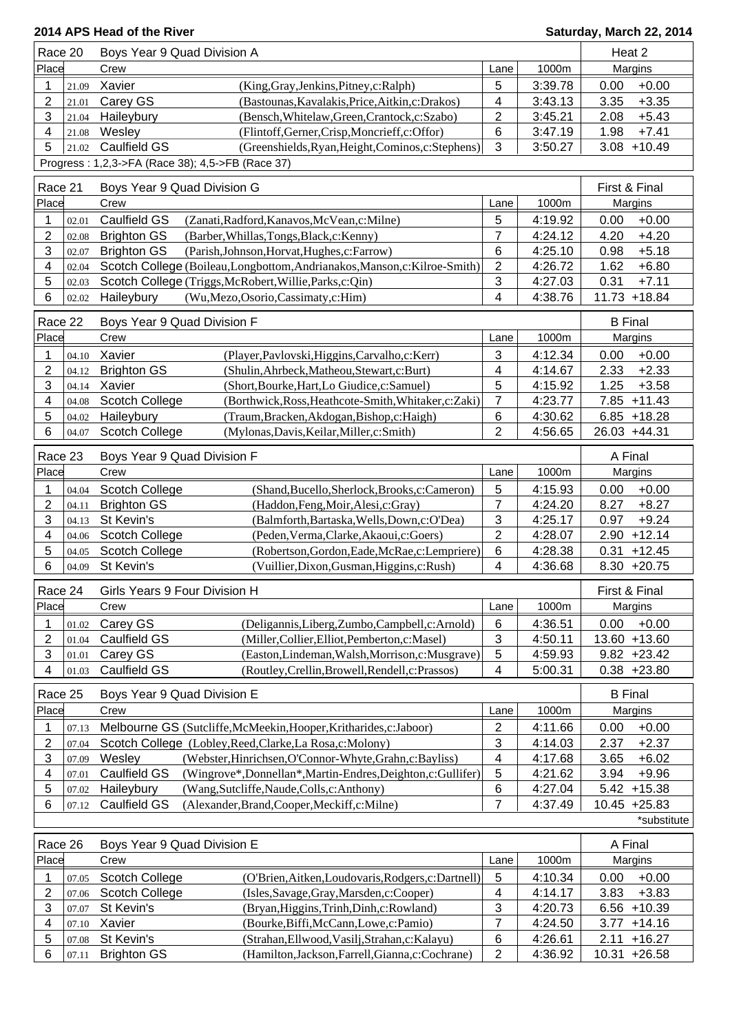**2014 APS Head of the River** | **Saturday, March 22, 2014**

| Race 20 | | Boys Year 9 Quad Division A | | | | Heat 2 | |
|---|---|---|---|---|---|---|---|
| Place | | Crew | | Lane | 1000m | Margins | |
| 1 | 21.09 | Xavier | (King,Gray,Jenkins,Pitney,c:Ralph) | 5 | 3:39.78 | 0.00 | +0.00 |
| 2 | 21.01 | Carey GS | (Bastounas,Kavalakis,Price,Aitkin,c:Drakos) | 4 | 3:43.13 | 3.35 | +3.35 |
| 3 | 21.04 | Haileybury | (Bensch,Whitelaw,Green,Crantock,c:Szabo) | 2 | 3:45.21 | 2.08 | +5.43 |
| 4 | 21.08 | Wesley | (Flintoff,Gerner,Crisp,Moncrieff,c:Offor) | 6 | 3:47.19 | 1.98 | +7.41 |
| 5 | 21.02 | Caulfield GS | (Greenshields,Ryan,Height,Cominos,c:Stephens) | 3 | 3:50.27 | 3.08 | +10.49 |

Progress : 1,2,3->FA (Race 38); 4,5->FB (Race 37)

| Race 21 | | Boys Year 9 Quad Division G | | | | First & Final | |
|---|---|---|---|---|---|---|---|
| Place | | Crew | | Lane | 1000m | Margins | |
| 1 | 02.01 | Caulfield GS | (Zanati,Radford,Kanavos,McVean,c:Milne) | 5 | 4:19.92 | 0.00 | +0.00 |
| 2 | 02.08 | Brighton GS | (Barber,Whillas,Tongs,Black,c:Kenny) | 7 | 4:24.12 | 4.20 | +4.20 |
| 3 | 02.07 | Brighton GS | (Parish,Johnson,Horvat,Hughes,c:Farrow) | 6 | 4:25.10 | 0.98 | +5.18 |
| 4 | 02.04 | Scotch College | (Boileau,Longbottom,Andrianakos,Manson,c:Kilroe-Smith) | 2 | 4:26.72 | 1.62 | +6.80 |
| 5 | 02.03 | Scotch College | (Triggs,McRobert,Willie,Parks,c:Qin) | 3 | 4:27.03 | 0.31 | +7.11 |
| 6 | 02.02 | Haileybury | (Wu,Mezo,Osorio,Cassimaty,c:Him) | 4 | 4:38.76 | 11.73 | +18.84 |

| Race 22 | | Boys Year 9 Quad Division F | | | | B Final | |
|---|---|---|---|---|---|---|---|
| Place | | Crew | | Lane | 1000m | Margins | |
| 1 | 04.10 | Xavier | (Player,Pavlovski,Higgins,Carvalho,c:Kerr) | 3 | 4:12.34 | 0.00 | +0.00 |
| 2 | 04.12 | Brighton GS | (Shulin,Ahrbeck,Matheou,Stewart,c:Burt) | 4 | 4:14.67 | 2.33 | +2.33 |
| 3 | 04.14 | Xavier | (Short,Bourke,Hart,Lo Giudice,c:Samuel) | 5 | 4:15.92 | 1.25 | +3.58 |
| 4 | 04.08 | Scotch College | (Borthwick,Ross,Heathcote-Smith,Whitaker,c:Zaki) | 7 | 4:23.77 | 7.85 | +11.43 |
| 5 | 04.02 | Haileybury | (Traum,Bracken,Akdogan,Bishop,c:Haigh) | 6 | 4:30.62 | 6.85 | +18.28 |
| 6 | 04.07 | Scotch College | (Mylonas,Davis,Keilar,Miller,c:Smith) | 2 | 4:56.65 | 26.03 | +44.31 |

| Race 23 | | Boys Year 9 Quad Division F | | | | A Final | |
|---|---|---|---|---|---|---|---|
| Place | | Crew | | Lane | 1000m | Margins | |
| 1 | 04.04 | Scotch College | (Shand,Bucello,Sherlock,Brooks,c:Cameron) | 5 | 4:15.93 | 0.00 | +0.00 |
| 2 | 04.11 | Brighton GS | (Haddon,Feng,Moir,Alesi,c:Gray) | 7 | 4:24.20 | 8.27 | +8.27 |
| 3 | 04.13 | St Kevin's | (Balmforth,Bartaska,Wells,Down,c:O'Dea) | 3 | 4:25.17 | 0.97 | +9.24 |
| 4 | 04.06 | Scotch College | (Peden,Verma,Clarke,Akaoui,c:Goers) | 2 | 4:28.07 | 2.90 | +12.14 |
| 5 | 04.05 | Scotch College | (Robertson,Gordon,Eade,McRae,c:Lempriere) | 6 | 4:28.38 | 0.31 | +12.45 |
| 6 | 04.09 | St Kevin's | (Vuillier,Dixon,Gusman,Higgins,c:Rush) | 4 | 4:36.68 | 8.30 | +20.75 |

| Race 24 | | Girls Years 9 Four Division H | | | | First & Final | |
|---|---|---|---|---|---|---|---|
| Place | | Crew | | Lane | 1000m | Margins | |
| 1 | 01.02 | Carey GS | (Deligannis,Liberg,Zumbo,Campbell,c:Arnold) | 6 | 4:36.51 | 0.00 | +0.00 |
| 2 | 01.04 | Caulfield GS | (Miller,Collier,Elliot,Pemberton,c:Masel) | 3 | 4:50.11 | 13.60 | +13.60 |
| 3 | 01.01 | Carey GS | (Easton,Lindeman,Walsh,Morrison,c:Musgrave) | 5 | 4:59.93 | 9.82 | +23.42 |
| 4 | 01.03 | Caulfield GS | (Routley,Crellin,Browell,Rendell,c:Prassos) | 4 | 5:00.31 | 0.38 | +23.80 |

| Race 25 | | Boys Year 9 Quad Division E | | | | B Final | |
|---|---|---|---|---|---|---|---|
| Place | | Crew | | Lane | 1000m | Margins | |
| 1 | 07.13 | Melbourne GS | (Sutcliffe,McMeekin,Hooper,Kritharides,c:Jaboor) | 2 | 4:11.66 | 0.00 | +0.00 |
| 2 | 07.04 | Scotch College | (Lobley,Reed,Clarke,La Rosa,c:Molony) | 3 | 4:14.03 | 2.37 | +2.37 |
| 3 | 07.09 | Wesley | (Webster,Hinrichsen,O'Connor-Whyte,Grahn,c:Bayliss) | 4 | 4:17.68 | 3.65 | +6.02 |
| 4 | 07.01 | Caulfield GS | (Wingrove*,Donnellan*,Martin-Endres,Deighton,c:Gullifer) | 5 | 4:21.62 | 3.94 | +9.96 |
| 5 | 07.02 | Haileybury | (Wang,Sutcliffe,Naude,Colls,c:Anthony) | 6 | 4:27.04 | 5.42 | +15.38 |
| 6 | 07.12 | Caulfield GS | (Alexander,Brand,Cooper,Meckiff,c:Milne) | 7 | 4:37.49 | 10.45 | +25.83 |

*substitute

| Race 26 | | Boys Year 9 Quad Division E | | | | A Final | |
|---|---|---|---|---|---|---|---|
| Place | | Crew | | Lane | 1000m | Margins | |
| 1 | 07.05 | Scotch College | (O'Brien,Aitken,Loudovaris,Rodgers,c:Dartnell) | 5 | 4:10.34 | 0.00 | +0.00 |
| 2 | 07.06 | Scotch College | (Isles,Savage,Gray,Marsden,c:Cooper) | 4 | 4:14.17 | 3.83 | +3.83 |
| 3 | 07.07 | St Kevin's | (Bryan,Higgins,Trinh,Dinh,c:Rowland) | 3 | 4:20.73 | 6.56 | +10.39 |
| 4 | 07.10 | Xavier | (Bourke,Biffi,McCann,Lowe,c:Pamio) | 7 | 4:24.50 | 3.77 | +14.16 |
| 5 | 07.08 | St Kevin's | (Strahan,Ellwood,Vasilj,Strahan,c:Kalayu) | 6 | 4:26.61 | 2.11 | +16.27 |
| 6 | 07.11 | Brighton GS | (Hamilton,Jackson,Farrell,Gianna,c:Cochrane) | 2 | 4:36.92 | 10.31 | +26.58 |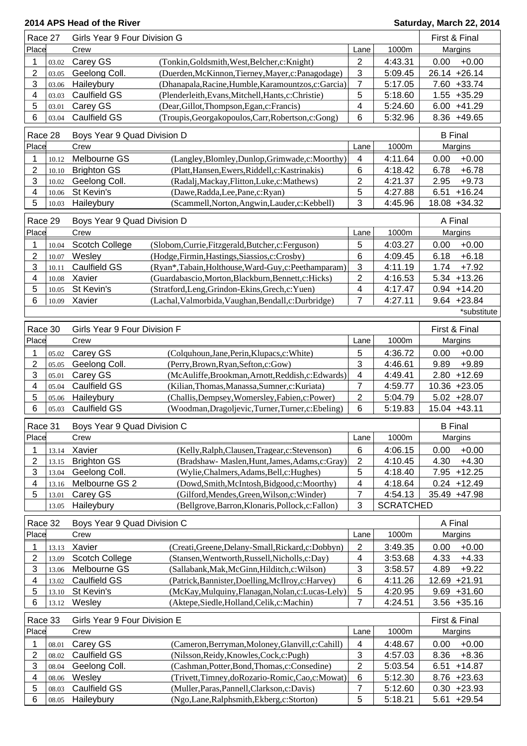**2014 APS Head of the River** **Saturday, March 22, 2014**

| Race 27 | Girls Year 9 Four Division G | | | | First & Final |
|---|---|---|---|---|---|
| Place | | Crew | Lane | 1000m | Margins |
| 1 | 03.02 | Carey GS (Tonkin,Goldsmith,West,Belcher,c:Knight) | 2 | 4:43.31 | 0.00 +0.00 |
| 2 | 03.05 | Geelong Coll. (Duerden,McKinnon,Tierney,Mayer,c:Panagodage) | 3 | 5:09.45 | 26.14 +26.14 |
| 3 | 03.06 | Haileybury (Dhanapala,Racine,Humble,Karamountzos,c:Garcia) | 7 | 5:17.05 | 7.60 +33.74 |
| 4 | 03.03 | Caulfield GS (Plenderleith,Evans,Mitchell,Hants,c:Christie) | 5 | 5:18.60 | 1.55 +35.29 |
| 5 | 03.01 | Carey GS (Dear,Gillot,Thompson,Egan,c:Francis) | 4 | 5:24.60 | 6.00 +41.29 |
| 6 | 03.04 | Caulfield GS (Troupis,Georgakopoulos,Carr,Robertson,c:Gong) | 6 | 5:32.96 | 8.36 +49.65 |

| Race 28 | Boys Year 9 Quad Division D | | | | B Final |
|---|---|---|---|---|---|
| Place | | Crew | Lane | 1000m | Margins |
| 1 | 10.12 | Melbourne GS (Langley,Blomley,Dunlop,Grimwade,c:Moorthy) | 4 | 4:11.64 | 0.00 +0.00 |
| 2 | 10.10 | Brighton GS (Platt,Hansen,Ewers,Riddell,c:Kastrinakis) | 6 | 4:18.42 | 6.78 +6.78 |
| 3 | 10.02 | Geelong Coll. (Radalj,Mackay,Flitton,Luke,c:Mathews) | 2 | 4:21.37 | 2.95 +9.73 |
| 4 | 10.06 | St Kevin's (Dawe,Radda,Lee,Pane,c:Ryan) | 5 | 4:27.88 | 6.51 +16.24 |
| 5 | 10.03 | Haileybury (Scammell,Norton,Angwin,Lauder,c:Kebbell) | 3 | 4:45.96 | 18.08 +34.32 |

| Race 29 | Boys Year 9 Quad Division D | | | | A Final |
|---|---|---|---|---|---|
| Place | | Crew | Lane | 1000m | Margins |
| 1 | 10.04 | Scotch College (Slobom,Currie,Fitzgerald,Butcher,c:Ferguson) | 5 | 4:03.27 | 0.00 +0.00 |
| 2 | 10.07 | Wesley (Hodge,Firmin,Hastings,Siassios,c:Crosby) | 6 | 4:09.45 | 6.18 +6.18 |
| 3 | 10.11 | Caulfield GS (Ryan*,Tabain,Holthouse,Ward-Guy,c:Peethamparam) | 3 | 4:11.19 | 1.74 +7.92 |
| 4 | 10.08 | Xavier (Guardabascio,Morton,Blackburn,Bennett,c:Hicks) | 2 | 4:16.53 | 5.34 +13.26 |
| 5 | 10.05 | St Kevin's (Stratford,Leng,Grindon-Ekins,Grech,c:Yuen) | 4 | 4:17.47 | 0.94 +14.20 |
| 6 | 10.09 | Xavier (Lachal,Valmorbida,Vaughan,Bendall,c:Durbridge) | 7 | 4:27.11 | 9.64 +23.84 |
| | | | | | *substitute |

| Race 30 | Girls Year 9 Four Division F | | | | First & Final |
|---|---|---|---|---|---|
| Place | | Crew | Lane | 1000m | Margins |
| 1 | 05.02 | Carey GS (Colquhoun,Jane,Perin,Klupacs,c:White) | 5 | 4:36.72 | 0.00 +0.00 |
| 2 | 05.05 | Geelong Coll. (Perry,Brown,Ryan,Sefton,c:Gow) | 3 | 4:46.61 | 9.89 +9.89 |
| 3 | 05.01 | Carey GS (McAuliffe,Brookman,Arnott,Reddish,c:Edwards) | 4 | 4:49.41 | 2.80 +12.69 |
| 4 | 05.04 | Caulfield GS (Kilian,Thomas,Manassa,Sumner,c:Kuriata) | 7 | 4:59.77 | 10.36 +23.05 |
| 5 | 05.06 | Haileybury (Challis,Dempsey,Womersley,Fabien,c:Power) | 2 | 5:04.79 | 5.02 +28.07 |
| 6 | 05.03 | Caulfield GS (Woodman,Dragoljevic,Turner,Turner,c:Ebeling) | 6 | 5:19.83 | 15.04 +43.11 |

| Race 31 | Boys Year 9 Quad Division C | | | | B Final |
|---|---|---|---|---|---|
| Place | | Crew | Lane | 1000m | Margins |
| 1 | 13.14 | Xavier (Kelly,Ralph,Clausen,Tragear,c:Stevenson) | 6 | 4:06.15 | 0.00 +0.00 |
| 2 | 13.15 | Brighton GS (Bradshaw- Maslen,Hunt,James,Adams,c:Gray) | 2 | 4:10.45 | 4.30 +4.30 |
| 3 | 13.04 | Geelong Coll. (Wylie,Chalmers,Adams,Bell,c:Hughes) | 5 | 4:18.40 | 7.95 +12.25 |
| 4 | 13.16 | Melbourne GS 2 (Dowd,Smith,McIntosh,Bidgood,c:Moorthy) | 4 | 4:18.64 | 0.24 +12.49 |
| 5 | 13.01 | Carey GS (Gilford,Mendes,Green,Wilson,c:Winder) | 7 | 4:54.13 | 35.49 +47.98 |
| | 13.05 | Haileybury (Bellgrove,Barron,Klonaris,Pollock,c:Fallon) | 3 | SCRATCHED | |

| Race 32 | Boys Year 9 Quad Division C | | | | A Final |
|---|---|---|---|---|---|
| Place | | Crew | Lane | 1000m | Margins |
| 1 | 13.13 | Xavier (Creati,Greene,Delany-Small,Rickard,c:Dobbyn) | 2 | 3:49.35 | 0.00 +0.00 |
| 2 | 13.09 | Scotch College (Stansen,Wentworth,Russell,Nicholls,c:Day) | 4 | 3:53.68 | 4.33 +4.33 |
| 3 | 13.06 | Melbourne GS (Sallabank,Mak,McGinn,Hilditch,c:Wilson) | 3 | 3:58.57 | 4.89 +9.22 |
| 4 | 13.02 | Caulfield GS (Patrick,Bannister,Doelling,McIlroy,c:Harvey) | 6 | 4:11.26 | 12.69 +21.91 |
| 5 | 13.10 | St Kevin's (McKay,Mulquiny,Flanagan,Nolan,c:Lucas-Lely) | 5 | 4:20.95 | 9.69 +31.60 |
| 6 | 13.12 | Wesley (Aktepe,Siedle,Holland,Celik,c:Machin) | 7 | 4:24.51 | 3.56 +35.16 |

| Race 33 | Girls Year 9 Four Division E | | | | First & Final |
|---|---|---|---|---|---|
| Place | | Crew | Lane | 1000m | Margins |
| 1 | 08.01 | Carey GS (Cameron,Berryman,Moloney,Glanvill,c:Cahill) | 4 | 4:48.67 | 0.00 +0.00 |
| 2 | 08.02 | Caulfield GS (Nilsson,Reidy,Knowles,Cock,c:Pugh) | 3 | 4:57.03 | 8.36 +8.36 |
| 3 | 08.04 | Geelong Coll. (Cashman,Potter,Bond,Thomas,c:Consedine) | 2 | 5:03.54 | 6.51 +14.87 |
| 4 | 08.06 | Wesley (Trivett,Timney,doRozario-Romic,Cao,c:Mowat) | 6 | 5:12.30 | 8.76 +23.63 |
| 5 | 08.03 | Caulfield GS (Muller,Paras,Pannell,Clarkson,c:Davis) | 7 | 5:12.60 | 0.30 +23.93 |
| 6 | 08.05 | Haileybury (Ngo,Lane,Ralphsmith,Ekberg,c:Storton) | 5 | 5:18.21 | 5.61 +29.54 |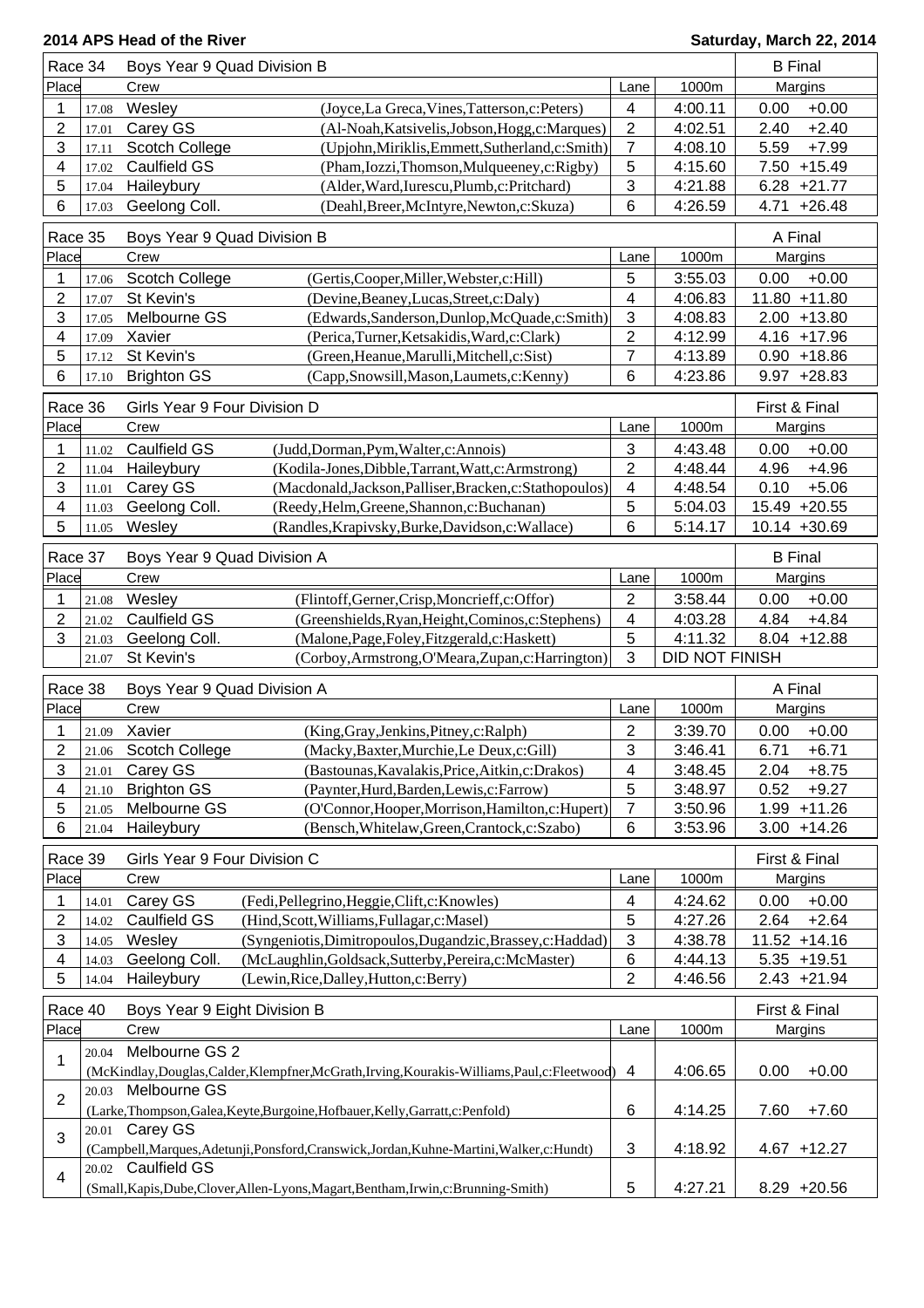**2014 APS Head of the River** | **Saturday, March 22, 2014**

| Race 34 | Boys Year 9 Quad Division B | | | | | B Final | |
|---|---|---|---|---|---|---|---|
| Place | | Crew | | Lane | 1000m | Margins | |
| 1 | 17.08 | Wesley | (Joyce,La Greca,Vines,Tatterson,c:Peters) | 4 | 4:00.11 | 0.00 | +0.00 |
| 2 | 17.01 | Carey GS | (Al-Noah,Katsivelis,Jobson,Hogg,c:Marques) | 2 | 4:02.51 | 2.40 | +2.40 |
| 3 | 17.11 | Scotch College | (Upjohn,Miriklis,Emmett,Sutherland,c:Smith) | 7 | 4:08.10 | 5.59 | +7.99 |
| 4 | 17.02 | Caulfield GS | (Pham,Iozzi,Thomson,Mulqueeney,c:Rigby) | 5 | 4:15.60 | 7.50 | +15.49 |
| 5 | 17.04 | Haileybury | (Alder,Ward,Iurescu,Plumb,c:Pritchard) | 3 | 4:21.88 | 6.28 | +21.77 |
| 6 | 17.03 | Geelong Coll. | (Deahl,Breer,McIntyre,Newton,c:Skuza) | 6 | 4:26.59 | 4.71 | +26.48 |

| Race 35 | Boys Year 9 Quad Division B | | | | | A Final | |
|---|---|---|---|---|---|---|---|
| Place | | Crew | | Lane | 1000m | Margins | |
| 1 | 17.06 | Scotch College | (Gertis,Cooper,Miller,Webster,c:Hill) | 5 | 3:55.03 | 0.00 | +0.00 |
| 2 | 17.07 | St Kevin's | (Devine,Beaney,Lucas,Street,c:Daly) | 4 | 4:06.83 | 11.80 | +11.80 |
| 3 | 17.05 | Melbourne GS | (Edwards,Sanderson,Dunlop,McQuade,c:Smith) | 3 | 4:08.83 | 2.00 | +13.80 |
| 4 | 17.09 | Xavier | (Perica,Turner,Ketsakidis,Ward,c:Clark) | 2 | 4:12.99 | 4.16 | +17.96 |
| 5 | 17.12 | St Kevin's | (Green,Heanue,Marulli,Mitchell,c:Sist) | 7 | 4:13.89 | 0.90 | +18.86 |
| 6 | 17.10 | Brighton GS | (Capp,Snowsill,Mason,Laumets,c:Kenny) | 6 | 4:23.86 | 9.97 | +28.83 |

| Race 36 | Girls Year 9 Four Division D | | | | | First & Final | |
|---|---|---|---|---|---|---|---|
| Place | | Crew | | Lane | 1000m | Margins | |
| 1 | 11.02 | Caulfield GS | (Judd,Dorman,Pym,Walter,c:Annois) | 3 | 4:43.48 | 0.00 | +0.00 |
| 2 | 11.04 | Haileybury | (Kodila-Jones,Dibble,Tarrant,Watt,c:Armstrong) | 2 | 4:48.44 | 4.96 | +4.96 |
| 3 | 11.01 | Carey GS | (Macdonald,Jackson,Palliser,Bracken,c:Stathopoulos) | 4 | 4:48.54 | 0.10 | +5.06 |
| 4 | 11.03 | Geelong Coll. | (Reedy,Helm,Greene,Shannon,c:Buchanan) | 5 | 5:04.03 | 15.49 | +20.55 |
| 5 | 11.05 | Wesley | (Randles,Krapivsky,Burke,Davidson,c:Wallace) | 6 | 5:14.17 | 10.14 | +30.69 |

| Race 37 | Boys Year 9 Quad Division A | | | | | B Final | |
|---|---|---|---|---|---|---|---|
| Place | | Crew | | Lane | 1000m | Margins | |
| 1 | 21.08 | Wesley | (Flintoff,Gerner,Crisp,Moncrieff,c:Offor) | 2 | 3:58.44 | 0.00 | +0.00 |
| 2 | 21.02 | Caulfield GS | (Greenshields,Ryan,Height,Cominos,c:Stephens) | 4 | 4:03.28 | 4.84 | +4.84 |
| 3 | 21.03 | Geelong Coll. | (Malone,Page,Foley,Fitzgerald,c:Haskett) | 5 | 4:11.32 | 8.04 | +12.88 |
| | 21.07 | St Kevin's | (Corboy,Armstrong,O'Meara,Zupan,c:Harrington) | 3 | DID NOT FINISH | | |

| Race 38 | Boys Year 9 Quad Division A | | | | | A Final | |
|---|---|---|---|---|---|---|---|
| Place | | Crew | | Lane | 1000m | Margins | |
| 1 | 21.09 | Xavier | (King,Gray,Jenkins,Pitney,c:Ralph) | 2 | 3:39.70 | 0.00 | +0.00 |
| 2 | 21.06 | Scotch College | (Macky,Baxter,Murchie,Le Deux,c:Gill) | 3 | 3:46.41 | 6.71 | +6.71 |
| 3 | 21.01 | Carey GS | (Bastounas,Kavalakis,Price,Aitkin,c:Drakos) | 4 | 3:48.45 | 2.04 | +8.75 |
| 4 | 21.10 | Brighton GS | (Paynter,Hurd,Barden,Lewis,c:Farrow) | 5 | 3:48.97 | 0.52 | +9.27 |
| 5 | 21.05 | Melbourne GS | (O'Connor,Hooper,Morrison,Hamilton,c:Hupert) | 7 | 3:50.96 | 1.99 | +11.26 |
| 6 | 21.04 | Haileybury | (Bensch,Whitelaw,Green,Crantock,c:Szabo) | 6 | 3:53.96 | 3.00 | +14.26 |

| Race 39 | Girls Year 9 Four Division C | | | | | First & Final | |
|---|---|---|---|---|---|---|---|
| Place | | Crew | | Lane | 1000m | Margins | |
| 1 | 14.01 | Carey GS | (Fedi,Pellegrino,Heggie,Clift,c:Knowles) | 4 | 4:24.62 | 0.00 | +0.00 |
| 2 | 14.02 | Caulfield GS | (Hind,Scott,Williams,Fullagar,c:Masel) | 5 | 4:27.26 | 2.64 | +2.64 |
| 3 | 14.05 | Wesley | (Syngeniotis,Dimitropoulos,Dugandzic,Brassey,c:Haddad) | 3 | 4:38.78 | 11.52 | +14.16 |
| 4 | 14.03 | Geelong Coll. | (McLaughlin,Goldsack,Sutterby,Pereira,c:McMaster) | 6 | 4:44.13 | 5.35 | +19.51 |
| 5 | 14.04 | Haileybury | (Lewin,Rice,Dalley,Hutton,c:Berry) | 2 | 4:46.56 | 2.43 | +21.94 |

| Race 40 | Boys Year 9 Eight Division B | | | | | First & Final | |
|---|---|---|---|---|---|---|---|
| Place | | Crew | | Lane | 1000m | Margins | |
| 1 | 20.04 | Melbourne GS 2 | (McKindlay,Douglas,Calder,Klempfner,McGrath,Irving,Kourakis-Williams,Paul,c:Fleetwood) | 4 | 4:06.65 | 0.00 | +0.00 |
| 2 | 20.03 | Melbourne GS | (Larke,Thompson,Galea,Keyte,Burgoine,Hofbauer,Kelly,Garratt,c:Penfold) | 6 | 4:14.25 | 7.60 | +7.60 |
| 3 | 20.01 | Carey GS | (Campbell,Marques,Adetunji,Ponsford,Cranswick,Jordan,Kuhne-Martini,Walker,c:Hundt) | 3 | 4:18.92 | 4.67 | +12.27 |
| 4 | 20.02 | Caulfield GS | (Small,Kapis,Dube,Clover,Allen-Lyons,Magart,Bentham,Irwin,c:Brunning-Smith) | 5 | 4:27.21 | 8.29 | +20.56 |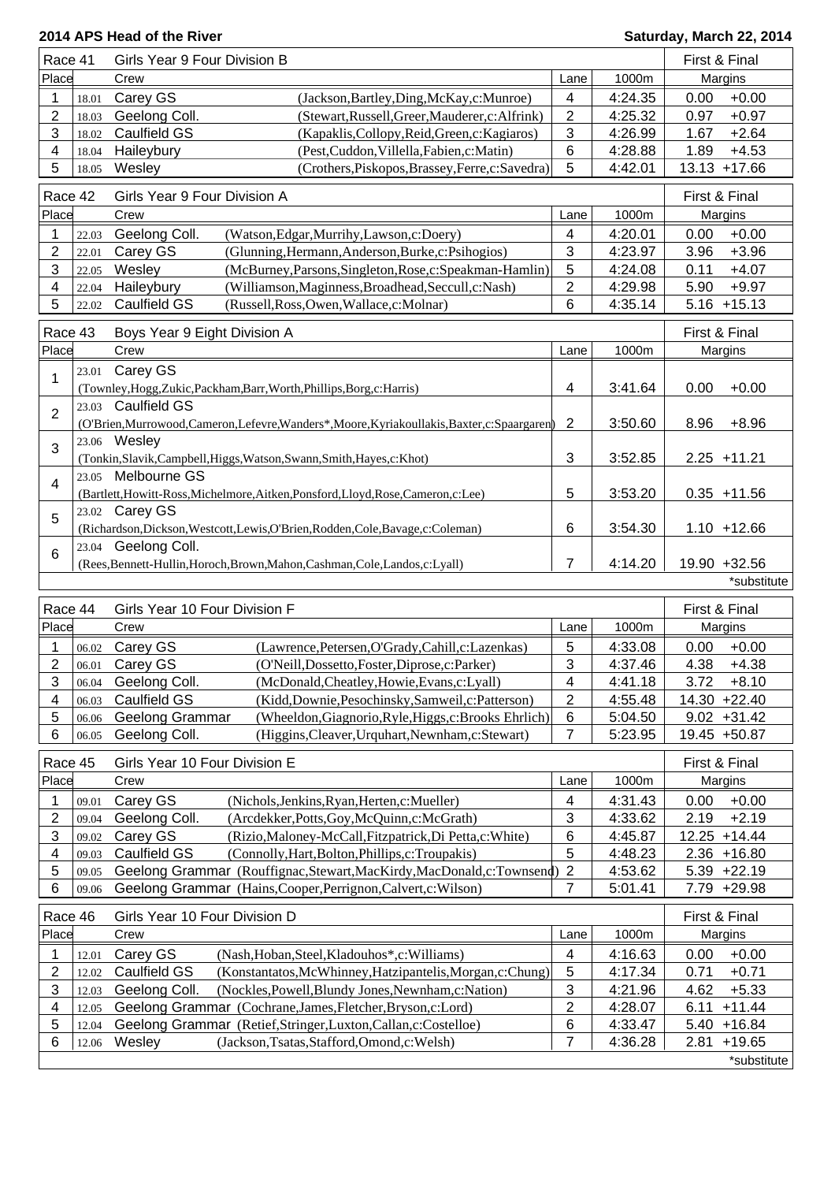**2014 APS Head of the River** — **Saturday, March 22, 2014**

| Race 41 | Girls Year 9 Four Division B | | | | | First & Final |
|---|---|---|---|---|---|---|
| Place | | Crew | | Lane | 1000m | Margins |
| 1 | 18.01 | Carey GS | (Jackson,Bartley,Ding,McKay,c:Munroe) | 4 | 4:24.35 | 0.00 +0.00 |
| 2 | 18.03 | Geelong Coll. | (Stewart,Russell,Greer,Mauderer,c:Alfrink) | 2 | 4:25.32 | 0.97 +0.97 |
| 3 | 18.02 | Caulfield GS | (Kapaklis,Collopy,Reid,Green,c:Kagiaros) | 3 | 4:26.99 | 1.67 +2.64 |
| 4 | 18.04 | Haileybury | (Pest,Cuddon,Villella,Fabien,c:Matin) | 6 | 4:28.88 | 1.89 +4.53 |
| 5 | 18.05 | Wesley | (Crothers,Piskopos,Brassey,Ferre,c:Savedra) | 5 | 4:42.01 | 13.13 +17.66 |

| Race 42 | Girls Year 9 Four Division A | | | | | First & Final |
|---|---|---|---|---|---|---|
| Place | | Crew | | Lane | 1000m | Margins |
| 1 | 22.03 | Geelong Coll. | (Watson,Edgar,Murrihy,Lawson,c:Doery) | 4 | 4:20.01 | 0.00 +0.00 |
| 2 | 22.01 | Carey GS | (Glunning,Hermann,Anderson,Burke,c:Psihogios) | 3 | 4:23.97 | 3.96 +3.96 |
| 3 | 22.05 | Wesley | (McBurney,Parsons,Singleton,Rose,c:Speakman-Hamlin) | 5 | 4:24.08 | 0.11 +4.07 |
| 4 | 22.04 | Haileybury | (Williamson,Maginness,Broadhead,Seccull,c:Nash) | 2 | 4:29.98 | 5.90 +9.97 |
| 5 | 22.02 | Caulfield GS | (Russell,Ross,Owen,Wallace,c:Molnar) | 6 | 4:35.14 | 5.16 +15.13 |

| Race 43 | Boys Year 9 Eight Division A | | | | | First & Final |
|---|---|---|---|---|---|---|
| Place | | Crew | | Lane | 1000m | Margins |
| 1 | 23.01 | Carey GS | (Townley,Hogg,Zukic,Packham,Barr,Worth,Phillips,Borg,c:Harris) | 4 | 3:41.64 | 0.00 +0.00 |
| 2 | 23.03 | Caulfield GS | (O'Brien,Murrowood,Cameron,Lefevre,Wanders*,Moore,Kyriakoullakis,Baxter,c:Spaargaren) | 2 | 3:50.60 | 8.96 +8.96 |
| 3 | 23.06 | Wesley | (Tonkin,Slavik,Campbell,Higgs,Watson,Swann,Smith,Hayes,c:Khot) | 3 | 3:52.85 | 2.25 +11.21 |
| 4 | 23.05 | Melbourne GS | (Bartlett,Howitt-Ross,Michelmore,Aitken,Ponsford,Lloyd,Rose,Cameron,c:Lee) | 5 | 3:53.20 | 0.35 +11.56 |
| 5 | 23.02 | Carey GS | (Richardson,Dickson,Westcott,Lewis,O'Brien,Rodden,Cole,Bavage,c:Coleman) | 6 | 3:54.30 | 1.10 +12.66 |
| 6 | 23.04 | Geelong Coll. | (Rees,Bennett-Hullin,Horoch,Brown,Mahon,Cashman,Cole,Landos,c:Lyall) | 7 | 4:14.20 | 19.90 +32.56 |

*substitute

| Race 44 | Girls Year 10 Four Division F | | | | | First & Final |
|---|---|---|---|---|---|---|
| Place | | Crew | | Lane | 1000m | Margins |
| 1 | 06.02 | Carey GS | (Lawrence,Petersen,O'Grady,Cahill,c:Lazenkas) | 5 | 4:33.08 | 0.00 +0.00 |
| 2 | 06.01 | Carey GS | (O'Neill,Dossetto,Foster,Diprose,c:Parker) | 3 | 4:37.46 | 4.38 +4.38 |
| 3 | 06.04 | Geelong Coll. | (McDonald,Cheatley,Howie,Evans,c:Lyall) | 4 | 4:41.18 | 3.72 +8.10 |
| 4 | 06.03 | Caulfield GS | (Kidd,Downie,Pesochinsky,Samweil,c:Patterson) | 2 | 4:55.48 | 14.30 +22.40 |
| 5 | 06.06 | Geelong Grammar | (Wheeldon,Giagnorio,Ryle,Higgs,c:Brooks Ehrlich) | 6 | 5:04.50 | 9.02 +31.42 |
| 6 | 06.05 | Geelong Coll. | (Higgins,Cleaver,Urquhart,Newnham,c:Stewart) | 7 | 5:23.95 | 19.45 +50.87 |

| Race 45 | Girls Year 10 Four Division E | | | | | First & Final |
|---|---|---|---|---|---|---|
| Place | | Crew | | Lane | 1000m | Margins |
| 1 | 09.01 | Carey GS | (Nichols,Jenkins,Ryan,Herten,c:Mueller) | 4 | 4:31.43 | 0.00 +0.00 |
| 2 | 09.04 | Geelong Coll. | (Arcdekker,Potts,Goy,McQuinn,c:McGrath) | 3 | 4:33.62 | 2.19 +2.19 |
| 3 | 09.02 | Carey GS | (Rizio,Maloney-McCall,Fitzpatrick,Di Petta,c:White) | 6 | 4:45.87 | 12.25 +14.44 |
| 4 | 09.03 | Caulfield GS | (Connolly,Hart,Bolton,Phillips,c:Troupakis) | 5 | 4:48.23 | 2.36 +16.80 |
| 5 | 09.05 | Geelong Grammar | (Rouffignac,Stewart,MacKirdy,MacDonald,c:Townsend) | 2 | 4:53.62 | 5.39 +22.19 |
| 6 | 09.06 | Geelong Grammar | (Hains,Cooper,Perrignon,Calvert,c:Wilson) | 7 | 5:01.41 | 7.79 +29.98 |

| Race 46 | Girls Year 10 Four Division D | | | | | First & Final |
|---|---|---|---|---|---|---|
| Place | | Crew | | Lane | 1000m | Margins |
| 1 | 12.01 | Carey GS | (Nash,Hoban,Steel,Kladouhos*,c:Williams) | 4 | 4:16.63 | 0.00 +0.00 |
| 2 | 12.02 | Caulfield GS | (Konstantatos,McWhinney,Hatzipantelis,Morgan,c:Chung) | 5 | 4:17.34 | 0.71 +0.71 |
| 3 | 12.03 | Geelong Coll. | (Nockles,Powell,Blundy Jones,Newnham,c:Nation) | 3 | 4:21.96 | 4.62 +5.33 |
| 4 | 12.05 | Geelong Grammar | (Cochrane,James,Fletcher,Bryson,c:Lord) | 2 | 4:28.07 | 6.11 +11.44 |
| 5 | 12.04 | Geelong Grammar | (Retief,Stringer,Luxton,Callan,c:Costelloe) | 6 | 4:33.47 | 5.40 +16.84 |
| 6 | 12.06 | Wesley | (Jackson,Tsatas,Stafford,Omond,c:Welsh) | 7 | 4:36.28 | 2.81 +19.65 |

*substitute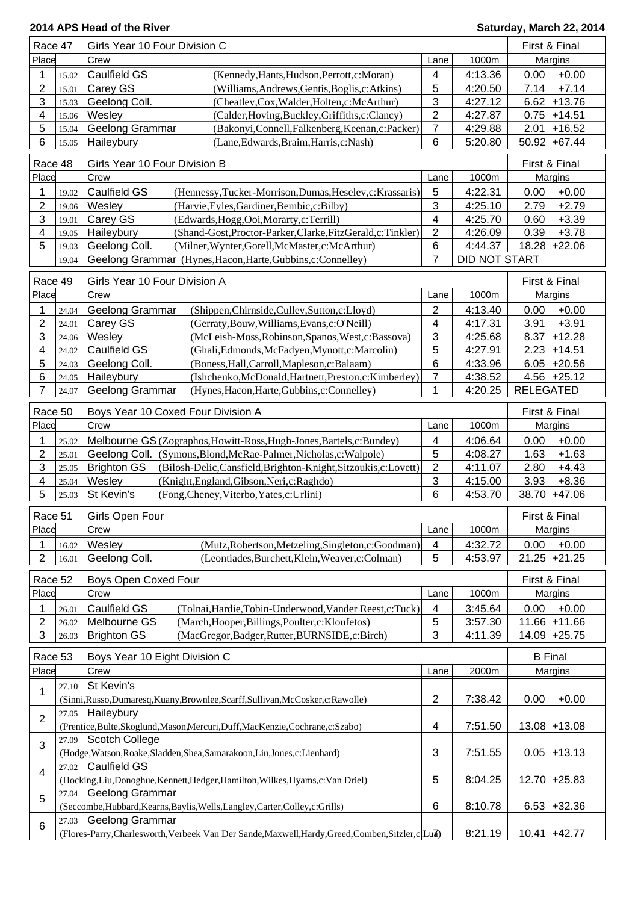## 2014 APS Head of the River — Saturday, March 22, 2014

### Race 47 — Girls Year 10 Four Division C — First & Final

| Place | | Crew | | Lane | 1000m | Margins | |
|---|---|---|---|---|---|---|---|
| 1 | 15.02 | Caulfield GS | (Kennedy,Hants,Hudson,Perrott,c:Moran) | 4 | 4:13.36 | 0.00 | +0.00 |
| 2 | 15.01 | Carey GS | (Williams,Andrews,Gentis,Boglis,c:Atkins) | 5 | 4:20.50 | 7.14 | +7.14 |
| 3 | 15.03 | Geelong Coll. | (Cheatley,Cox,Walder,Holten,c:McArthur) | 3 | 4:27.12 | 6.62 | +13.76 |
| 4 | 15.06 | Wesley | (Calder,Hoving,Buckley,Griffiths,c:Clancy) | 2 | 4:27.87 | 0.75 | +14.51 |
| 5 | 15.04 | Geelong Grammar | (Bakonyi,Connell,Falkenberg,Keenan,c:Packer) | 7 | 4:29.88 | 2.01 | +16.52 |
| 6 | 15.05 | Haileybury | (Lane,Edwards,Braim,Harris,c:Nash) | 6 | 5:20.80 | 50.92 | +67.44 |

### Race 48 — Girls Year 10 Four Division B — First & Final

| Place | | Crew | | Lane | 1000m | Margins | |
|---|---|---|---|---|---|---|---|
| 1 | 19.02 | Caulfield GS | (Hennessy,Tucker-Morrison,Dumas,Heselev,c:Krassaris) | 5 | 4:22.31 | 0.00 | +0.00 |
| 2 | 19.06 | Wesley | (Harvie,Eyles,Gardiner,Bembic,c:Bilby) | 3 | 4:25.10 | 2.79 | +2.79 |
| 3 | 19.01 | Carey GS | (Edwards,Hogg,Ooi,Morarty,c:Terrill) | 4 | 4:25.70 | 0.60 | +3.39 |
| 4 | 19.05 | Haileybury | (Shand-Gost,Proctor-Parker,Clarke,FitzGerald,c:Tinkler) | 2 | 4:26.09 | 0.39 | +3.78 |
| 5 | 19.03 | Geelong Coll. | (Milner,Wynter,Gorell,McMaster,c:McArthur) | 6 | 4:44.37 | 18.28 | +22.06 |
| | 19.04 | Geelong Grammar | (Hynes,Hacon,Harte,Gubbins,c:Connelley) | 7 | DID NOT START | | |

### Race 49 — Girls Year 10 Four Division A — First & Final

| Place | | Crew | | Lane | 1000m | Margins | |
|---|---|---|---|---|---|---|---|
| 1 | 24.04 | Geelong Grammar | (Shippen,Chirnside,Culley,Sutton,c:Lloyd) | 2 | 4:13.40 | 0.00 | +0.00 |
| 2 | 24.01 | Carey GS | (Gerraty,Bouw,Williams,Evans,c:O'Neill) | 4 | 4:17.31 | 3.91 | +3.91 |
| 3 | 24.06 | Wesley | (McLeish-Moss,Robinson,Spanos,West,c:Bassova) | 3 | 4:25.68 | 8.37 | +12.28 |
| 4 | 24.02 | Caulfield GS | (Ghali,Edmonds,McFadyen,Mynott,c:Marcolin) | 5 | 4:27.91 | 2.23 | +14.51 |
| 5 | 24.03 | Geelong Coll. | (Boness,Hall,Carroll,Mapleson,c:Balaam) | 6 | 4:33.96 | 6.05 | +20.56 |
| 6 | 24.05 | Haileybury | (Ishchenko,McDonald,Hartnett,Preston,c:Kimberley) | 7 | 4:38.52 | 4.56 | +25.12 |
| 7 | 24.07 | Geelong Grammar | (Hynes,Hacon,Harte,Gubbins,c:Connelley) | 1 | 4:20.25 | RELEGATED | |

### Race 50 — Boys Year 10 Coxed Four Division A — First & Final

| Place | | Crew | | Lane | 1000m | Margins | |
|---|---|---|---|---|---|---|---|
| 1 | 25.02 | Melbourne GS | (Zographos,Howitt-Ross,Hugh-Jones,Bartels,c:Bundey) | 4 | 4:06.64 | 0.00 | +0.00 |
| 2 | 25.01 | Geelong Coll. | (Symons,Blond,McRae-Palmer,Nicholas,c:Walpole) | 5 | 4:08.27 | 1.63 | +1.63 |
| 3 | 25.05 | Brighton GS | (Bilosh-Delic,Cansfield,Brighton-Knight,Sitzoukis,c:Lovett) | 2 | 4:11.07 | 2.80 | +4.43 |
| 4 | 25.04 | Wesley | (Knight,England,Gibson,Neri,c:Raghdo) | 3 | 4:15.00 | 3.93 | +8.36 |
| 5 | 25.03 | St Kevin's | (Fong,Cheney,Viterbo,Yates,c:Urlini) | 6 | 4:53.70 | 38.70 | +47.06 |

### Race 51 — Girls Open Four — First & Final

| Place | | Crew | | Lane | 1000m | Margins | |
|---|---|---|---|---|---|---|---|
| 1 | 16.02 | Wesley | (Mutz,Robertson,Metzeling,Singleton,c:Goodman) | 4 | 4:32.72 | 0.00 | +0.00 |
| 2 | 16.01 | Geelong Coll. | (Leontiades,Burchett,Klein,Weaver,c:Colman) | 5 | 4:53.97 | 21.25 | +21.25 |

### Race 52 — Boys Open Coxed Four — First & Final

| Place | | Crew | | Lane | 1000m | Margins | |
|---|---|---|---|---|---|---|---|
| 1 | 26.01 | Caulfield GS | (Tolnai,Hardie,Tobin-Underwood,Vander Reest,c:Tuck) | 4 | 3:45.64 | 0.00 | +0.00 |
| 2 | 26.02 | Melbourne GS | (March,Hooper,Billings,Poulter,c:Kloufetos) | 5 | 3:57.30 | 11.66 | +11.66 |
| 3 | 26.03 | Brighton GS | (MacGregor,Badger,Rutter,BURNSIDE,c:Birch) | 3 | 4:11.39 | 14.09 | +25.75 |

### Race 53 — Boys Year 10 Eight Division C — B Final

| Place | | Crew | | Lane | 2000m | Margins | |
|---|---|---|---|---|---|---|---|
| 1 | 27.10 | St Kevin's | (Sinni,Russo,Dumaresq,Kuany,Brownlee,Scarff,Sullivan,McCosker,c:Rawolle) | 2 | 7:38.42 | 0.00 | +0.00 |
| 2 | 27.05 | Haileybury | (Prentice,Bulte,Skoglund,Mason,Mercuri,Duff,MacKenzie,Cochrane,c:Szabo) | 4 | 7:51.50 | 13.08 | +13.08 |
| 3 | 27.09 | Scotch College | (Hodge,Watson,Roake,Sladden,Shea,Samarakoon,Liu,Jones,c:Lienhard) | 3 | 7:51.55 | 0.05 | +13.13 |
| 4 | 27.02 | Caulfield GS | (Hocking,Liu,Donoghue,Kennett,Hedger,Hamilton,Wilkes,Hyams,c:Van Driel) | 5 | 8:04.25 | 12.70 | +25.83 |
| 5 | 27.04 | Geelong Grammar | (Seccombe,Hubbard,Kearns,Baylis,Wells,Langley,Carter,Colley,c:Grills) | 6 | 8:10.78 | 6.53 | +32.36 |
| 6 | 27.03 | Geelong Grammar | (Flores-Parry,Charlesworth,Verbeek Van Der Sande,Maxwell,Hardy,Greed,Comben,Sitzler,c:Lud) | 7 | 8:21.19 | 10.41 | +42.77 |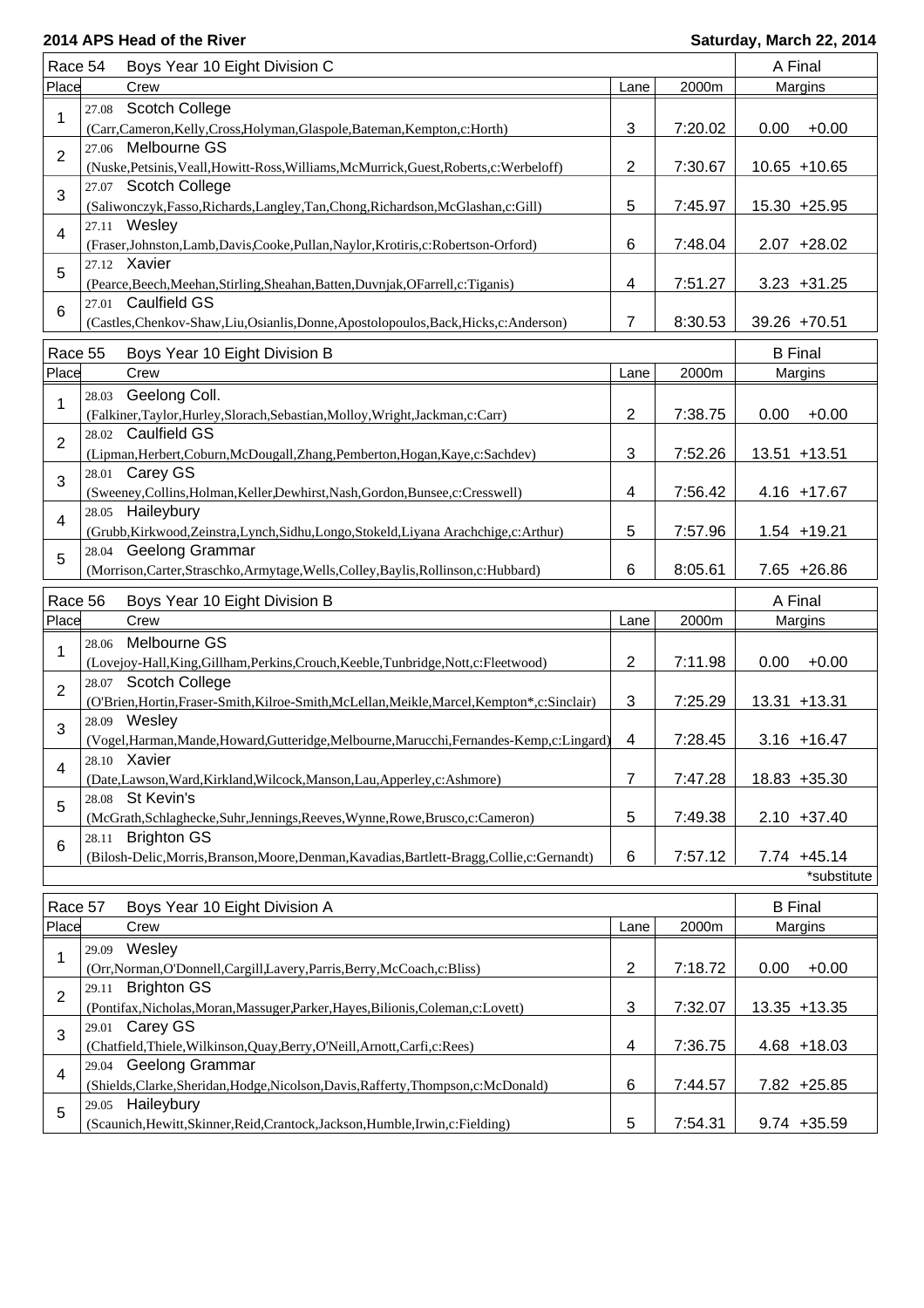**2014 APS Head of the River** **Saturday, March 22, 2014**

## Race 54 Boys Year 10 Eight Division C — A Final

| Place | Crew | Lane | 2000m | Margins |
|---|---|---|---|---|
| 1 | 27.08 Scotch College<br>(Carr,Cameron,Kelly,Cross,Holyman,Glaspole,Bateman,Kempton,c:Horth) | 3 | 7:20.02 | 0.00 +0.00 |
| 2 | 27.06 Melbourne GS<br>(Nuske,Petsinis,Veall,Howitt-Ross,Williams,McMurrick,Guest,Roberts,c:Werbeloff) | 2 | 7:30.67 | 10.65 +10.65 |
| 3 | 27.07 Scotch College<br>(Saliwonczyk,Fasso,Richards,Langley,Tan,Chong,Richardson,McGlashan,c:Gill) | 5 | 7:45.97 | 15.30 +25.95 |
| 4 | 27.11 Wesley<br>(Fraser,Johnston,Lamb,Davis,Cooke,Pullan,Naylor,Krotiris,c:Robertson-Orford) | 6 | 7:48.04 | 2.07 +28.02 |
| 5 | 27.12 Xavier<br>(Pearce,Beech,Meehan,Stirling,Sheahan,Batten,Duvnjak,OFarrell,c:Tiganis) | 4 | 7:51.27 | 3.23 +31.25 |
| 6 | 27.01 Caulfield GS<br>(Castles,Chenkov-Shaw,Liu,Osianlis,Donne,Apostolopoulos,Back,Hicks,c:Anderson) | 7 | 8:30.53 | 39.26 +70.51 |

## Race 55 Boys Year 10 Eight Division B — B Final

| Place | Crew | Lane | 2000m | Margins |
|---|---|---|---|---|
| 1 | 28.03 Geelong Coll.<br>(Falkiner,Taylor,Hurley,Slorach,Sebastian,Molloy,Wright,Jackman,c:Carr) | 2 | 7:38.75 | 0.00 +0.00 |
| 2 | 28.02 Caulfield GS<br>(Lipman,Herbert,Coburn,McDougall,Zhang,Pemberton,Hogan,Kaye,c:Sachdev) | 3 | 7:52.26 | 13.51 +13.51 |
| 3 | 28.01 Carey GS<br>(Sweeney,Collins,Holman,Keller,Dewhirst,Nash,Gordon,Bunsee,c:Cresswell) | 4 | 7:56.42 | 4.16 +17.67 |
| 4 | 28.05 Haileybury<br>(Grubb,Kirkwood,Zeinstra,Lynch,Sidhu,Longo,Stokeld,Liyana Arachchige,c:Arthur) | 5 | 7:57.96 | 1.54 +19.21 |
| 5 | 28.04 Geelong Grammar<br>(Morrison,Carter,Straschko,Armytage,Wells,Colley,Baylis,Rollinson,c:Hubbard) | 6 | 8:05.61 | 7.65 +26.86 |

## Race 56 Boys Year 10 Eight Division B — A Final

| Place | Crew | Lane | 2000m | Margins |
|---|---|---|---|---|
| 1 | 28.06 Melbourne GS<br>(Lovejoy-Hall,King,Gillham,Perkins,Crouch,Keeble,Tunbridge,Nott,c:Fleetwood) | 2 | 7:11.98 | 0.00 +0.00 |
| 2 | 28.07 Scotch College<br>(O'Brien,Hortin,Fraser-Smith,Kilroe-Smith,McLellan,Meikle,Marcel,Kempton*,c:Sinclair) | 3 | 7:25.29 | 13.31 +13.31 |
| 3 | 28.09 Wesley<br>(Vogel,Harman,Mande,Howard,Gutteridge,Melbourne,Marucchi,Fernandes-Kemp,c:Lingard) | 4 | 7:28.45 | 3.16 +16.47 |
| 4 | 28.10 Xavier<br>(Date,Lawson,Ward,Kirkland,Wilcock,Manson,Lau,Apperley,c:Ashmore) | 7 | 7:47.28 | 18.83 +35.30 |
| 5 | 28.08 St Kevin's<br>(McGrath,Schlaghecke,Suhr,Jennings,Reeves,Wynne,Rowe,Brusco,c:Cameron) | 5 | 7:49.38 | 2.10 +37.40 |
| 6 | 28.11 Brighton GS<br>(Bilosh-Delic,Morris,Branson,Moore,Denman,Kavadias,Bartlett-Bragg,Collie,c:Gernandt) | 6 | 7:57.12 | 7.74 +45.14 |

*substitute

## Race 57 Boys Year 10 Eight Division A — B Final

| Place | Crew | Lane | 2000m | Margins |
|---|---|---|---|---|
| 1 | 29.09 Wesley<br>(Orr,Norman,O'Donnell,Cargill,Lavery,Parris,Berry,McCoach,c:Bliss) | 2 | 7:18.72 | 0.00 +0.00 |
| 2 | 29.11 Brighton GS<br>(Pontifax,Nicholas,Moran,Massuger,Parker,Hayes,Bilionis,Coleman,c:Lovett) | 3 | 7:32.07 | 13.35 +13.35 |
| 3 | 29.01 Carey GS<br>(Chatfield,Thiele,Wilkinson,Quay,Berry,O'Neill,Arnott,Carfi,c:Rees) | 4 | 7:36.75 | 4.68 +18.03 |
| 4 | 29.04 Geelong Grammar<br>(Shields,Clarke,Sheridan,Hodge,Nicolson,Davis,Rafferty,Thompson,c:McDonald) | 6 | 7:44.57 | 7.82 +25.85 |
| 5 | 29.05 Haileybury<br>(Scaunich,Hewitt,Skinner,Reid,Crantock,Jackson,Humble,Irwin,c:Fielding) | 5 | 7:54.31 | 9.74 +35.59 |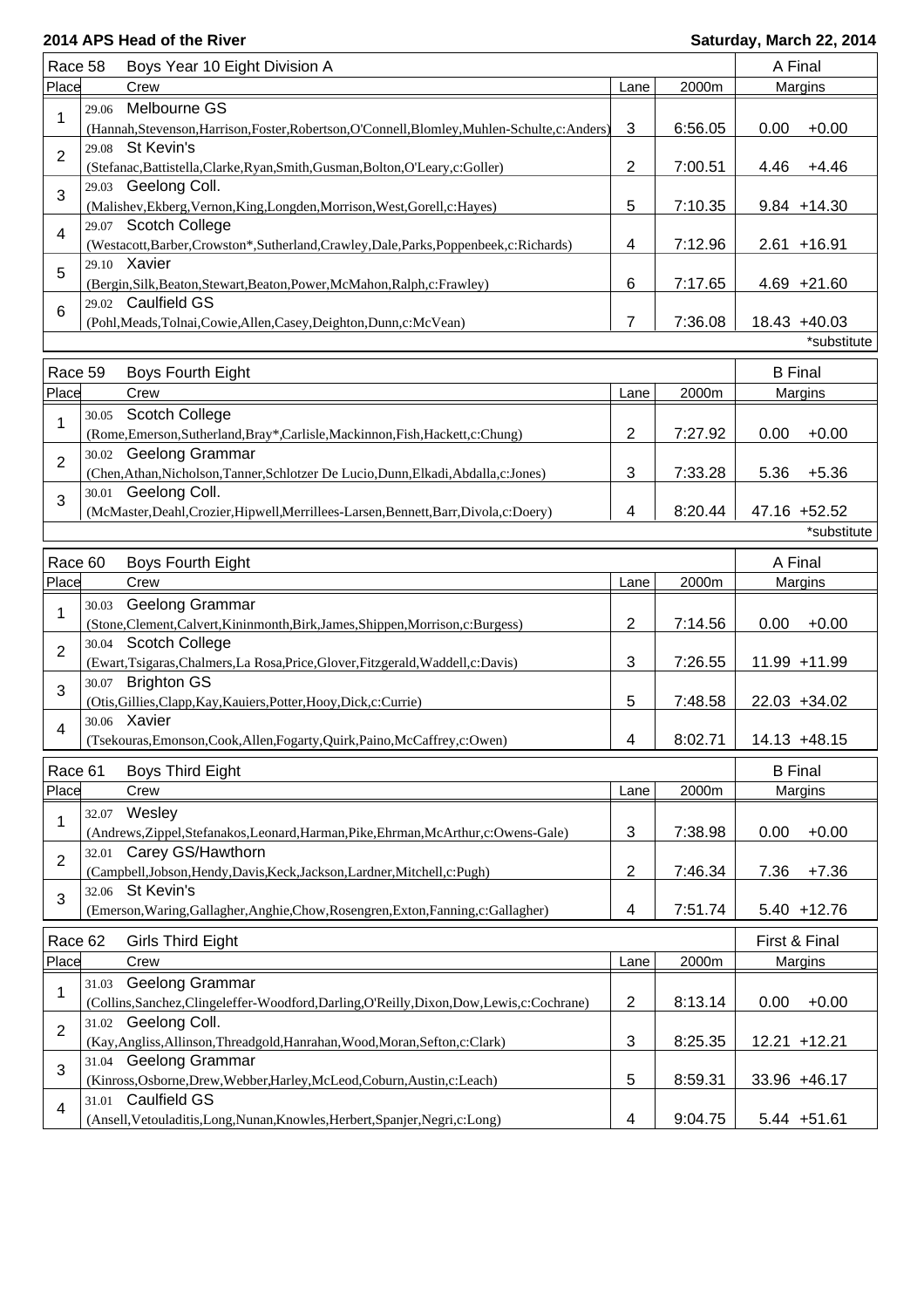**2014 APS Head of the River** — Saturday, March 22, 2014

| Race 58 | Boys Year 10 Eight Division A | | | A Final |
|---|---|---|---|---|
| Place | Crew | Lane | 2000m | Margins |
| 1 | 29.06 Melbourne GS (Hannah,Stevenson,Harrison,Foster,Robertson,O'Connell,Blomley,Muhlen-Schulte,c:Anders) | 3 | 6:56.05 | 0.00 +0.00 |
| 2 | 29.08 St Kevin's (Stefanac,Battistella,Clarke,Ryan,Smith,Gusman,Bolton,O'Leary,c:Goller) | 2 | 7:00.51 | 4.46 +4.46 |
| 3 | 29.03 Geelong Coll. (Malishev,Ekberg,Vernon,King,Longden,Morrison,West,Gorell,c:Hayes) | 5 | 7:10.35 | 9.84 +14.30 |
| 4 | 29.07 Scotch College (Westacott,Barber,Crowston*,Sutherland,Crawley,Dale,Parks,Poppenbeek,c:Richards) | 4 | 7:12.96 | 2.61 +16.91 |
| 5 | 29.10 Xavier (Bergin,Silk,Beaton,Stewart,Beaton,Power,McMahon,Ralph,c:Frawley) | 6 | 7:17.65 | 4.69 +21.60 |
| 6 | 29.02 Caulfield GS (Pohl,Meads,Tolnai,Cowie,Allen,Casey,Deighton,Dunn,c:McVean) | 7 | 7:36.08 | 18.43 +40.03 |

*substitute

| Race 59 | Boys Fourth Eight | | | B Final |
|---|---|---|---|---|
| Place | Crew | Lane | 2000m | Margins |
| 1 | 30.05 Scotch College (Rome,Emerson,Sutherland,Bray*,Carlisle,Mackinnon,Fish,Hackett,c:Chung) | 2 | 7:27.92 | 0.00 +0.00 |
| 2 | 30.02 Geelong Grammar (Chen,Athan,Nicholson,Tanner,Schlotzer De Lucio,Dunn,Elkadi,Abdalla,c:Jones) | 3 | 7:33.28 | 5.36 +5.36 |
| 3 | 30.01 Geelong Coll. (McMaster,Deahl,Crozier,Hipwell,Merrillees-Larsen,Bennett,Barr,Divola,c:Doery) | 4 | 8:20.44 | 47.16 +52.52 |

*substitute

| Race 60 | Boys Fourth Eight | | | A Final |
|---|---|---|---|---|
| Place | Crew | Lane | 2000m | Margins |
| 1 | 30.03 Geelong Grammar (Stone,Clement,Calvert,Kininmonth,Birk,James,Shippen,Morrison,c:Burgess) | 2 | 7:14.56 | 0.00 +0.00 |
| 2 | 30.04 Scotch College (Ewart,Tsigaras,Chalmers,La Rosa,Price,Glover,Fitzgerald,Waddell,c:Davis) | 3 | 7:26.55 | 11.99 +11.99 |
| 3 | 30.07 Brighton GS (Otis,Gillies,Clapp,Kay,Kauiers,Potter,Hooy,Dick,c:Currie) | 5 | 7:48.58 | 22.03 +34.02 |
| 4 | 30.06 Xavier (Tsekouras,Emonson,Cook,Allen,Fogarty,Quirk,Paino,McCaffrey,c:Owen) | 4 | 8:02.71 | 14.13 +48.15 |

| Race 61 | Boys Third Eight | | | B Final |
|---|---|---|---|---|
| Place | Crew | Lane | 2000m | Margins |
| 1 | 32.07 Wesley (Andrews,Zippel,Stefanakos,Leonard,Harman,Pike,Ehrman,McArthur,c:Owens-Gale) | 3 | 7:38.98 | 0.00 +0.00 |
| 2 | 32.01 Carey GS/Hawthorn (Campbell,Jobson,Hendy,Davis,Keck,Jackson,Lardner,Mitchell,c:Pugh) | 2 | 7:46.34 | 7.36 +7.36 |
| 3 | 32.06 St Kevin's (Emerson,Waring,Gallagher,Anghie,Chow,Rosengren,Exton,Fanning,c:Gallagher) | 4 | 7:51.74 | 5.40 +12.76 |

| Race 62 | Girls Third Eight | | | First & Final |
|---|---|---|---|---|
| Place | Crew | Lane | 2000m | Margins |
| 1 | 31.03 Geelong Grammar (Collins,Sanchez,Clingeleffer-Woodford,Darling,O'Reilly,Dixon,Dow,Lewis,c:Cochrane) | 2 | 8:13.14 | 0.00 +0.00 |
| 2 | 31.02 Geelong Coll. (Kay,Angliss,Allinson,Threadgold,Hanrahan,Wood,Moran,Sefton,c:Clark) | 3 | 8:25.35 | 12.21 +12.21 |
| 3 | 31.04 Geelong Grammar (Kinross,Osborne,Drew,Webber,Harley,McLeod,Coburn,Austin,c:Leach) | 5 | 8:59.31 | 33.96 +46.17 |
| 4 | 31.01 Caulfield GS (Ansell,Vetouladitis,Long,Nunan,Knowles,Herbert,Spanjer,Negri,c:Long) | 4 | 9:04.75 | 5.44 +51.61 |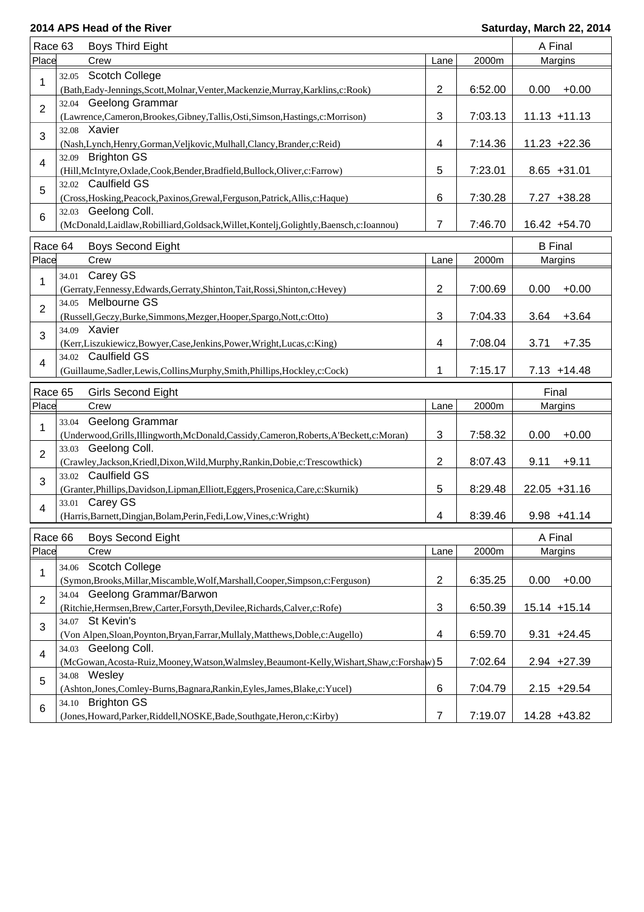**2014 APS Head of the River** — **Saturday, March 22, 2014**

| Race 63 | Boys Third Eight | | | A Final |
|---|---|---|---|---|
| Place | Crew | Lane | 2000m | Margins |
| 1 | 32.05 Scotch College (Bath,Eady-Jennings,Scott,Molnar,Venter,Mackenzie,Murray,Karklins,c:Rook) | 2 | 6:52.00 | 0.00 +0.00 |
| 2 | 32.04 Geelong Grammar (Lawrence,Cameron,Brookes,Gibney,Tallis,Osti,Simson,Hastings,c:Morrison) | 3 | 7:03.13 | 11.13 +11.13 |
| 3 | 32.08 Xavier (Nash,Lynch,Henry,Gorman,Veljkovic,Mulhall,Clancy,Brander,c:Reid) | 4 | 7:14.36 | 11.23 +22.36 |
| 4 | 32.09 Brighton GS (Hill,McIntyre,Oxlade,Cook,Bender,Bradfield,Bullock,Oliver,c:Farrow) | 5 | 7:23.01 | 8.65 +31.01 |
| 5 | 32.02 Caulfield GS (Cross,Hosking,Peacock,Paxinos,Grewal,Ferguson,Patrick,Allis,c:Haque) | 6 | 7:30.28 | 7.27 +38.28 |
| 6 | 32.03 Geelong Coll. (McDonald,Laidlaw,Robilliard,Goldsack,Willet,Kontelj,Golightly,Baensch,c:Ioannou) | 7 | 7:46.70 | 16.42 +54.70 |

| Race 64 | Boys Second Eight | | | B Final |
|---|---|---|---|---|
| Place | Crew | Lane | 2000m | Margins |
| 1 | 34.01 Carey GS (Gerraty,Fennessy,Edwards,Gerraty,Shinton,Tait,Rossi,Shinton,c:Hevey) | 2 | 7:00.69 | 0.00 +0.00 |
| 2 | 34.05 Melbourne GS (Russell,Geczy,Burke,Simmons,Mezger,Hooper,Spargo,Nott,c:Otto) | 3 | 7:04.33 | 3.64 +3.64 |
| 3 | 34.09 Xavier (Kerr,Liszukiewicz,Bowyer,Case,Jenkins,Power,Wright,Lucas,c:King) | 4 | 7:08.04 | 3.71 +7.35 |
| 4 | 34.02 Caulfield GS (Guillaume,Sadler,Lewis,Collins,Murphy,Smith,Phillips,Hockley,c:Cock) | 1 | 7:15.17 | 7.13 +14.48 |

| Race 65 | Girls Second Eight | | | Final |
|---|---|---|---|---|
| Place | Crew | Lane | 2000m | Margins |
| 1 | 33.04 Geelong Grammar (Underwood,Grills,Illingworth,McDonald,Cassidy,Cameron,Roberts,A'Beckett,c:Moran) | 3 | 7:58.32 | 0.00 +0.00 |
| 2 | 33.03 Geelong Coll. (Crawley,Jackson,Kriedl,Dixon,Wild,Murphy,Rankin,Dobie,c:Trescowthick) | 2 | 8:07.43 | 9.11 +9.11 |
| 3 | 33.02 Caulfield GS (Granter,Phillips,Davidson,Lipman,Elliott,Eggers,Prosenica,Care,c:Skurnik) | 5 | 8:29.48 | 22.05 +31.16 |
| 4 | 33.01 Carey GS (Harris,Barnett,Dingjan,Bolam,Perin,Fedi,Low,Vines,c:Wright) | 4 | 8:39.46 | 9.98 +41.14 |

| Race 66 | Boys Second Eight | | | A Final |
|---|---|---|---|---|
| Place | Crew | Lane | 2000m | Margins |
| 1 | 34.06 Scotch College (Symon,Brooks,Millar,Miscamble,Wolf,Marshall,Cooper,Simpson,c:Ferguson) | 2 | 6:35.25 | 0.00 +0.00 |
| 2 | 34.04 Geelong Grammar/Barwon (Ritchie,Hermsen,Brew,Carter,Forsyth,Devilee,Richards,Calver,c:Rofe) | 3 | 6:50.39 | 15.14 +15.14 |
| 3 | 34.07 St Kevin's (Von Alpen,Sloan,Poynton,Bryan,Farrar,Mullaly,Matthews,Doble,c:Augello) | 4 | 6:59.70 | 9.31 +24.45 |
| 4 | 34.03 Geelong Coll. (McGowan,Acosta-Ruiz,Mooney,Watson,Walmsley,Beaumont-Kelly,Wishart,Shaw,c:Forshaw) | 5 | 7:02.64 | 2.94 +27.39 |
| 5 | 34.08 Wesley (Ashton,Jones,Comley-Burns,Bagnara,Rankin,Eyles,James,Blake,c:Yucel) | 6 | 7:04.79 | 2.15 +29.54 |
| 6 | 34.10 Brighton GS (Jones,Howard,Parker,Riddell,NOSKE,Bade,Southgate,Heron,c:Kirby) | 7 | 7:19.07 | 14.28 +43.82 |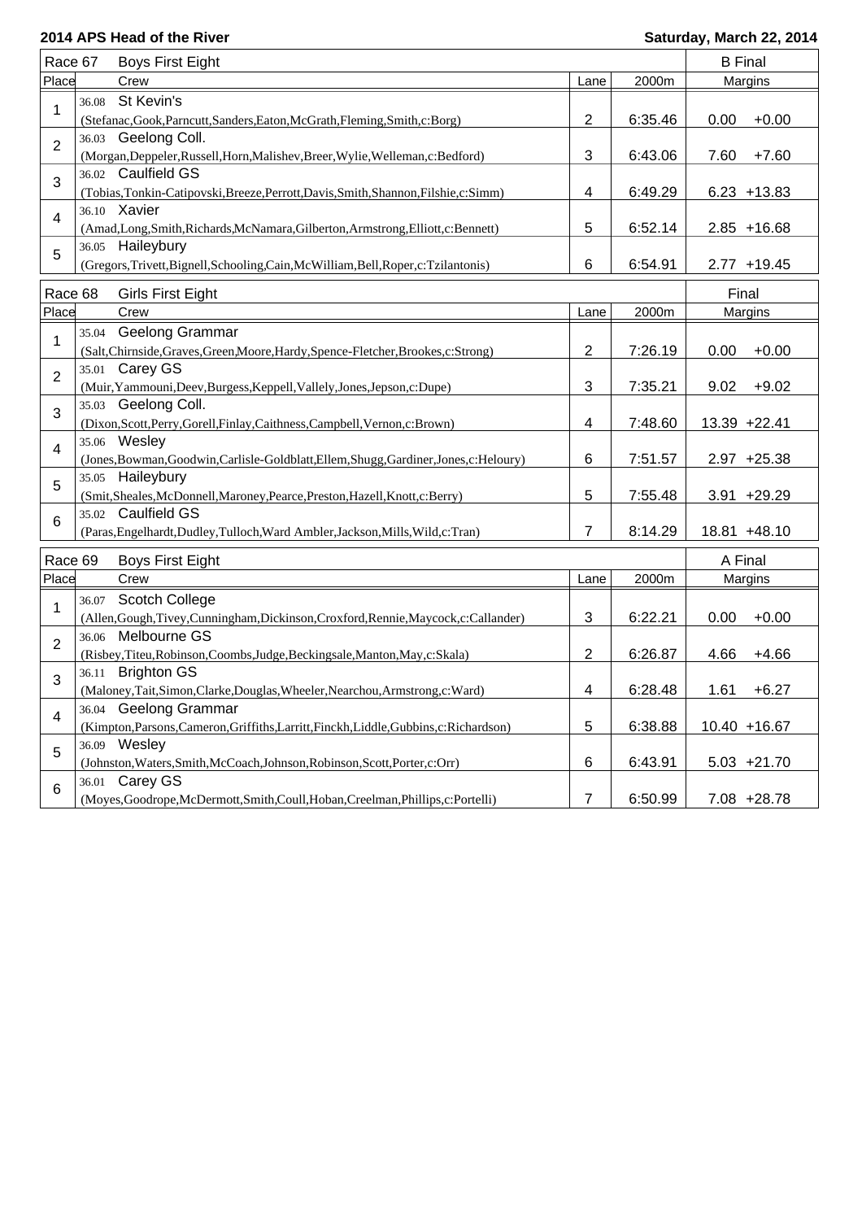**2014 APS Head of the River** **Saturday, March 22, 2014**

| Race 67 | Boys First Eight | | | B Final |
|---|---|---|---|---|
| Place | Crew | Lane | 2000m | Margins |
| 1 | 36.08 St Kevin's (Stefanac,Gook,Parncutt,Sanders,Eaton,McGrath,Fleming,Smith,c:Borg) | 2 | 6:35.46 | 0.00 +0.00 |
| 2 | 36.03 Geelong Coll. (Morgan,Deppeler,Russell,Horn,Malishev,Breer,Wylie,Welleman,c:Bedford) | 3 | 6:43.06 | 7.60 +7.60 |
| 3 | 36.02 Caulfield GS (Tobias,Tonkin-Catipovski,Breeze,Perrott,Davis,Smith,Shannon,Filshie,c:Simm) | 4 | 6:49.29 | 6.23 +13.83 |
| 4 | 36.10 Xavier (Amad,Long,Smith,Richards,McNamara,Gilberton,Armstrong,Elliott,c:Bennett) | 5 | 6:52.14 | 2.85 +16.68 |
| 5 | 36.05 Haileybury (Gregors,Trivett,Bignell,Schooling,Cain,McWilliam,Bell,Roper,c:Tzilantonis) | 6 | 6:54.91 | 2.77 +19.45 |

| Race 68 | Girls First Eight | | | Final |
|---|---|---|---|---|
| Place | Crew | Lane | 2000m | Margins |
| 1 | 35.04 Geelong Grammar (Salt,Chirnside,Graves,Green,Moore,Hardy,Spence-Fletcher,Brookes,c:Strong) | 2 | 7:26.19 | 0.00 +0.00 |
| 2 | 35.01 Carey GS (Muir,Yammouni,Deev,Burgess,Keppell,Vallely,Jones,Jepson,c:Dupe) | 3 | 7:35.21 | 9.02 +9.02 |
| 3 | 35.03 Geelong Coll. (Dixon,Scott,Perry,Gorell,Finlay,Caithness,Campbell,Vernon,c:Brown) | 4 | 7:48.60 | 13.39 +22.41 |
| 4 | 35.06 Wesley (Jones,Bowman,Goodwin,Carlisle-Goldblatt,Ellem,Shugg,Gardiner,Jones,c:Heloury) | 6 | 7:51.57 | 2.97 +25.38 |
| 5 | 35.05 Haileybury (Smit,Sheales,McDonnell,Maroney,Pearce,Preston,Hazell,Knott,c:Berry) | 5 | 7:55.48 | 3.91 +29.29 |
| 6 | 35.02 Caulfield GS (Paras,Engelhardt,Dudley,Tulloch,Ward Ambler,Jackson,Mills,Wild,c:Tran) | 7 | 8:14.29 | 18.81 +48.10 |

| Race 69 | Boys First Eight | | | A Final |
|---|---|---|---|---|
| Place | Crew | Lane | 2000m | Margins |
| 1 | 36.07 Scotch College (Allen,Gough,Tivey,Cunningham,Dickinson,Croxford,Rennie,Maycock,c:Callander) | 3 | 6:22.21 | 0.00 +0.00 |
| 2 | 36.06 Melbourne GS (Risbey,Titeu,Robinson,Coombs,Judge,Beckingsale,Manton,May,c:Skala) | 2 | 6:26.87 | 4.66 +4.66 |
| 3 | 36.11 Brighton GS (Maloney,Tait,Simon,Clarke,Douglas,Wheeler,Nearchou,Armstrong,c:Ward) | 4 | 6:28.48 | 1.61 +6.27 |
| 4 | 36.04 Geelong Grammar (Kimpton,Parsons,Cameron,Griffiths,Larritt,Finckh,Liddle,Gubbins,c:Richardson) | 5 | 6:38.88 | 10.40 +16.67 |
| 5 | 36.09 Wesley (Johnston,Waters,Smith,McCoach,Johnson,Robinson,Scott,Porter,c:Orr) | 6 | 6:43.91 | 5.03 +21.70 |
| 6 | 36.01 Carey GS (Moyes,Goodrope,McDermott,Smith,Coull,Hoban,Creelman,Phillips,c:Portelli) | 7 | 6:50.99 | 7.08 +28.78 |